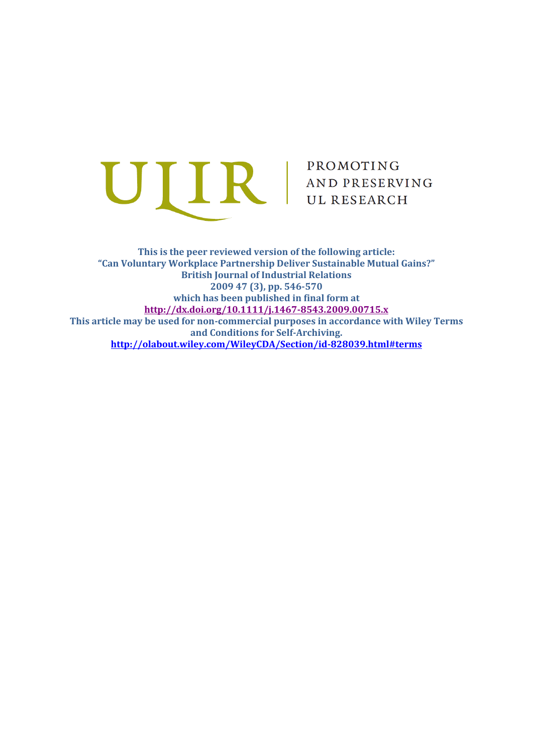ULIR | PROMOTING AND PRESERVING UL RESEARCH

**This is the peer reviewed version of the following article:**
**"Can Voluntary Workplace Partnership Deliver Sustainable Mutual Gains?"**
**British Journal of Industrial Relations**
**2009 47 (3), pp. 546-570**
**which has been published in final form at**
**http://dx.doi.org/10.1111/j.1467-8543.2009.00715.x**
**This article may be used for non-commercial purposes in accordance with Wiley Terms and Conditions for Self-Archiving.**
**http://olabout.wiley.com/WileyCDA/Section/id-828039.html#terms**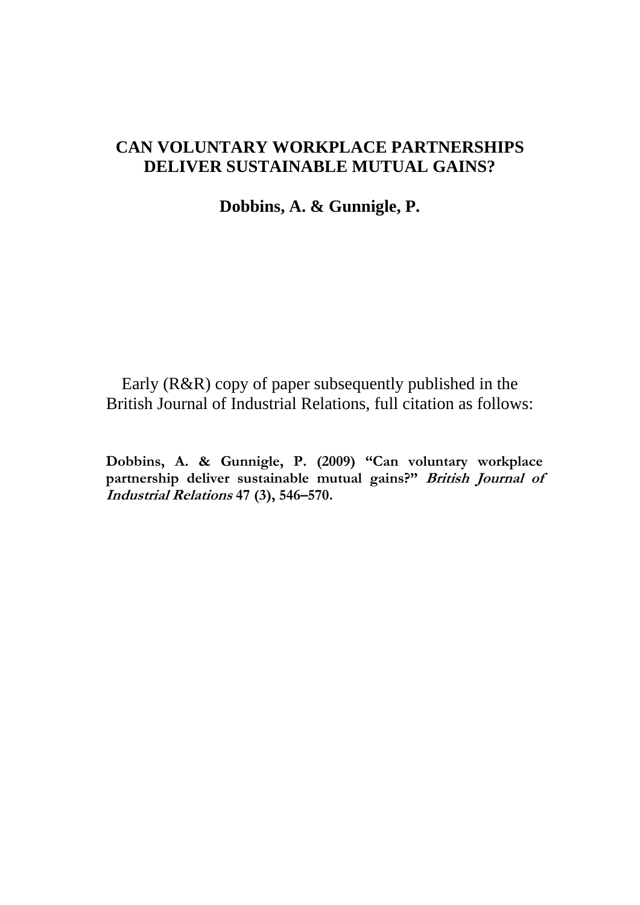# CAN VOLUNTARY WORKPLACE PARTNERSHIPS DELIVER SUSTAINABLE MUTUAL GAINS?

**Dobbins, A. & Gunnigle, P.**

Early (R&R) copy of paper subsequently published in the British Journal of Industrial Relations, full citation as follows:

**Dobbins, A. & Gunnigle, P. (2009) "Can voluntary workplace partnership deliver sustainable mutual gains?" *British Journal of Industrial Relations* 47 (3), 546–570.**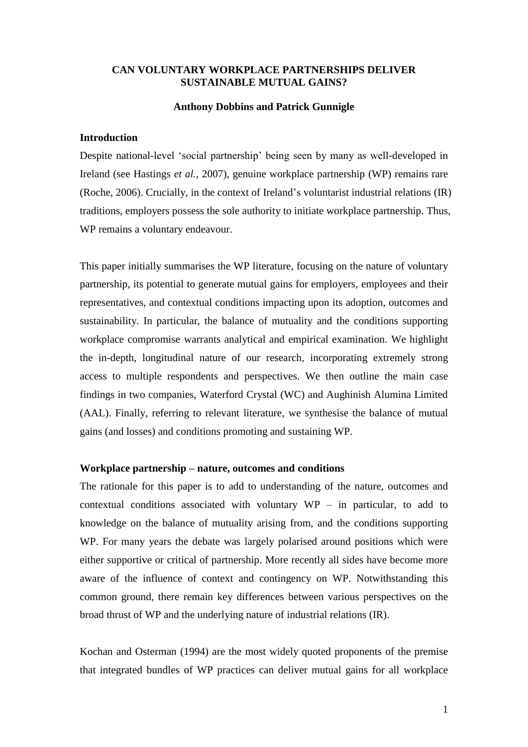**CAN VOLUNTARY WORKPLACE PARTNERSHIPS DELIVER SUSTAINABLE MUTUAL GAINS?**

**Anthony Dobbins and Patrick Gunnigle**

## Introduction

Despite national-level 'social partnership' being seen by many as well-developed in Ireland (see Hastings *et al.,* 2007), genuine workplace partnership (WP) remains rare (Roche, 2006). Crucially, in the context of Ireland's voluntarist industrial relations (IR) traditions, employers possess the sole authority to initiate workplace partnership. Thus, WP remains a voluntary endeavour.

This paper initially summarises the WP literature, focusing on the nature of voluntary partnership, its potential to generate mutual gains for employers, employees and their representatives, and contextual conditions impacting upon its adoption, outcomes and sustainability. In particular, the balance of mutuality and the conditions supporting workplace compromise warrants analytical and empirical examination. We highlight the in-depth, longitudinal nature of our research, incorporating extremely strong access to multiple respondents and perspectives. We then outline the main case findings in two companies, Waterford Crystal (WC) and Aughinish Alumina Limited (AAL). Finally, referring to relevant literature, we synthesise the balance of mutual gains (and losses) and conditions promoting and sustaining WP.

## Workplace partnership – nature, outcomes and conditions

The rationale for this paper is to add to understanding of the nature, outcomes and contextual conditions associated with voluntary WP – in particular, to add to knowledge on the balance of mutuality arising from, and the conditions supporting WP. For many years the debate was largely polarised around positions which were either supportive or critical of partnership. More recently all sides have become more aware of the influence of context and contingency on WP. Notwithstanding this common ground, there remain key differences between various perspectives on the broad thrust of WP and the underlying nature of industrial relations (IR).

Kochan and Osterman (1994) are the most widely quoted proponents of the premise that integrated bundles of WP practices can deliver mutual gains for all workplace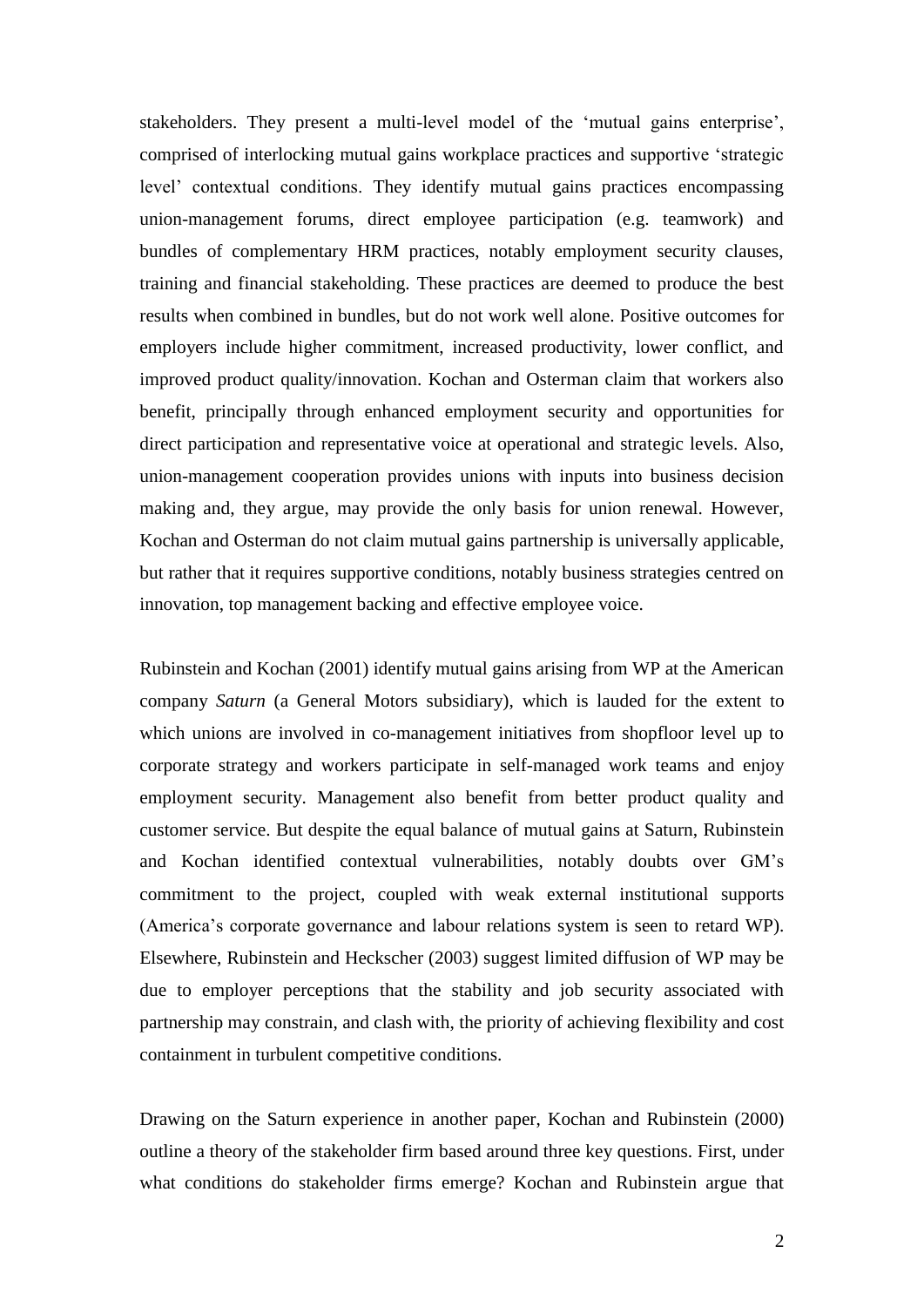stakeholders. They present a multi-level model of the 'mutual gains enterprise', comprised of interlocking mutual gains workplace practices and supportive 'strategic level' contextual conditions. They identify mutual gains practices encompassing union-management forums, direct employee participation (e.g. teamwork) and bundles of complementary HRM practices, notably employment security clauses, training and financial stakeholding. These practices are deemed to produce the best results when combined in bundles, but do not work well alone. Positive outcomes for employers include higher commitment, increased productivity, lower conflict, and improved product quality/innovation. Kochan and Osterman claim that workers also benefit, principally through enhanced employment security and opportunities for direct participation and representative voice at operational and strategic levels. Also, union-management cooperation provides unions with inputs into business decision making and, they argue, may provide the only basis for union renewal. However, Kochan and Osterman do not claim mutual gains partnership is universally applicable, but rather that it requires supportive conditions, notably business strategies centred on innovation, top management backing and effective employee voice.

Rubinstein and Kochan (2001) identify mutual gains arising from WP at the American company *Saturn* (a General Motors subsidiary), which is lauded for the extent to which unions are involved in co-management initiatives from shopfloor level up to corporate strategy and workers participate in self-managed work teams and enjoy employment security. Management also benefit from better product quality and customer service. But despite the equal balance of mutual gains at Saturn, Rubinstein and Kochan identified contextual vulnerabilities, notably doubts over GM's commitment to the project, coupled with weak external institutional supports (America's corporate governance and labour relations system is seen to retard WP). Elsewhere, Rubinstein and Heckscher (2003) suggest limited diffusion of WP may be due to employer perceptions that the stability and job security associated with partnership may constrain, and clash with, the priority of achieving flexibility and cost containment in turbulent competitive conditions.

Drawing on the Saturn experience in another paper, Kochan and Rubinstein (2000) outline a theory of the stakeholder firm based around three key questions. First, under what conditions do stakeholder firms emerge? Kochan and Rubinstein argue that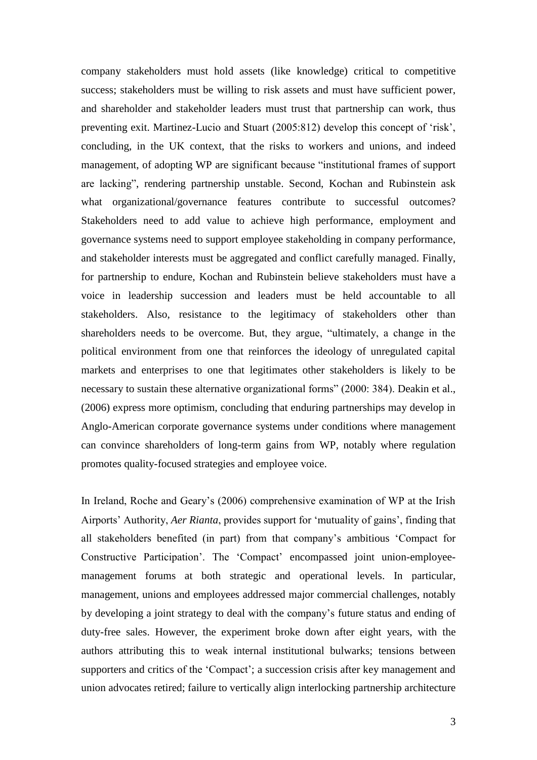company stakeholders must hold assets (like knowledge) critical to competitive success; stakeholders must be willing to risk assets and must have sufficient power, and shareholder and stakeholder leaders must trust that partnership can work, thus preventing exit. Martinez-Lucio and Stuart (2005:812) develop this concept of 'risk', concluding, in the UK context, that the risks to workers and unions, and indeed management, of adopting WP are significant because "institutional frames of support are lacking", rendering partnership unstable. Second, Kochan and Rubinstein ask what organizational/governance features contribute to successful outcomes? Stakeholders need to add value to achieve high performance, employment and governance systems need to support employee stakeholding in company performance, and stakeholder interests must be aggregated and conflict carefully managed. Finally, for partnership to endure, Kochan and Rubinstein believe stakeholders must have a voice in leadership succession and leaders must be held accountable to all stakeholders. Also, resistance to the legitimacy of stakeholders other than shareholders needs to be overcome. But, they argue, "ultimately, a change in the political environment from one that reinforces the ideology of unregulated capital markets and enterprises to one that legitimates other stakeholders is likely to be necessary to sustain these alternative organizational forms" (2000: 384). Deakin et al., (2006) express more optimism, concluding that enduring partnerships may develop in Anglo-American corporate governance systems under conditions where management can convince shareholders of long-term gains from WP, notably where regulation promotes quality-focused strategies and employee voice.

In Ireland, Roche and Geary's (2006) comprehensive examination of WP at the Irish Airports' Authority, *Aer Rianta*, provides support for 'mutuality of gains', finding that all stakeholders benefited (in part) from that company's ambitious 'Compact for Constructive Participation'. The 'Compact' encompassed joint union-employee-management forums at both strategic and operational levels. In particular, management, unions and employees addressed major commercial challenges, notably by developing a joint strategy to deal with the company's future status and ending of duty-free sales. However, the experiment broke down after eight years, with the authors attributing this to weak internal institutional bulwarks; tensions between supporters and critics of the 'Compact'; a succession crisis after key management and union advocates retired; failure to vertically align interlocking partnership architecture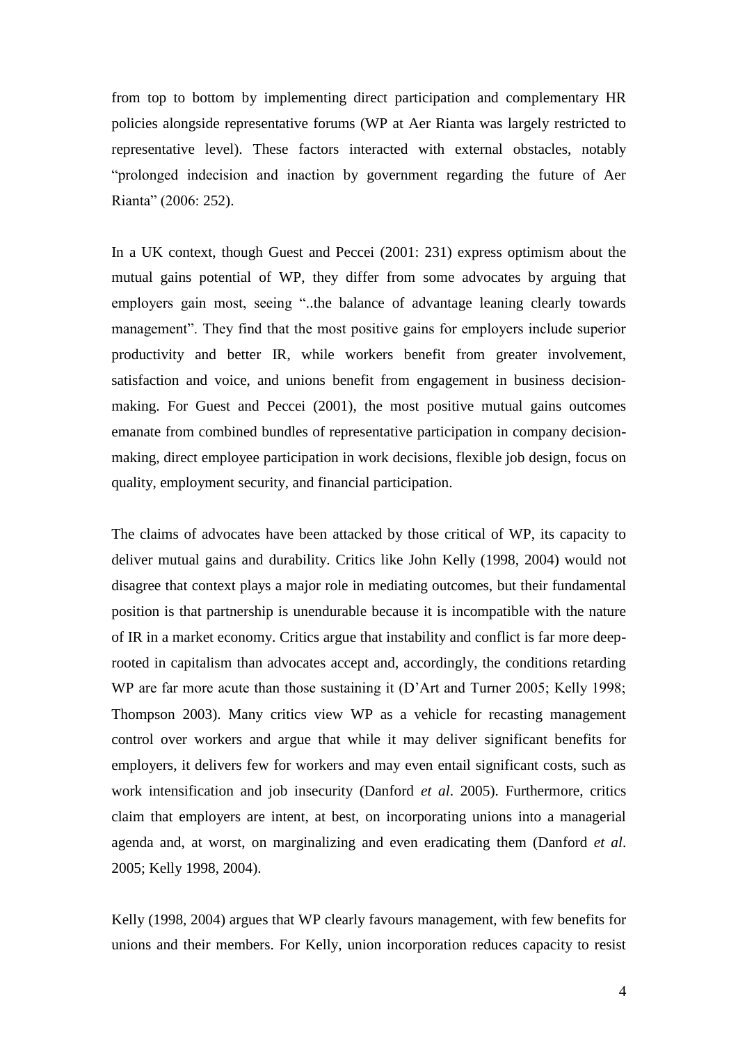from top to bottom by implementing direct participation and complementary HR policies alongside representative forums (WP at Aer Rianta was largely restricted to representative level). These factors interacted with external obstacles, notably "prolonged indecision and inaction by government regarding the future of Aer Rianta" (2006: 252).

In a UK context, though Guest and Peccei (2001: 231) express optimism about the mutual gains potential of WP, they differ from some advocates by arguing that employers gain most, seeing "..the balance of advantage leaning clearly towards management". They find that the most positive gains for employers include superior productivity and better IR, while workers benefit from greater involvement, satisfaction and voice, and unions benefit from engagement in business decision-making. For Guest and Peccei (2001), the most positive mutual gains outcomes emanate from combined bundles of representative participation in company decision-making, direct employee participation in work decisions, flexible job design, focus on quality, employment security, and financial participation.

The claims of advocates have been attacked by those critical of WP, its capacity to deliver mutual gains and durability. Critics like John Kelly (1998, 2004) would not disagree that context plays a major role in mediating outcomes, but their fundamental position is that partnership is unendurable because it is incompatible with the nature of IR in a market economy. Critics argue that instability and conflict is far more deep-rooted in capitalism than advocates accept and, accordingly, the conditions retarding WP are far more acute than those sustaining it (D'Art and Turner 2005; Kelly 1998; Thompson 2003). Many critics view WP as a vehicle for recasting management control over workers and argue that while it may deliver significant benefits for employers, it delivers few for workers and may even entail significant costs, such as work intensification and job insecurity (Danford *et al*. 2005). Furthermore, critics claim that employers are intent, at best, on incorporating unions into a managerial agenda and, at worst, on marginalizing and even eradicating them (Danford *et al*. 2005; Kelly 1998, 2004).

Kelly (1998, 2004) argues that WP clearly favours management, with few benefits for unions and their members. For Kelly, union incorporation reduces capacity to resist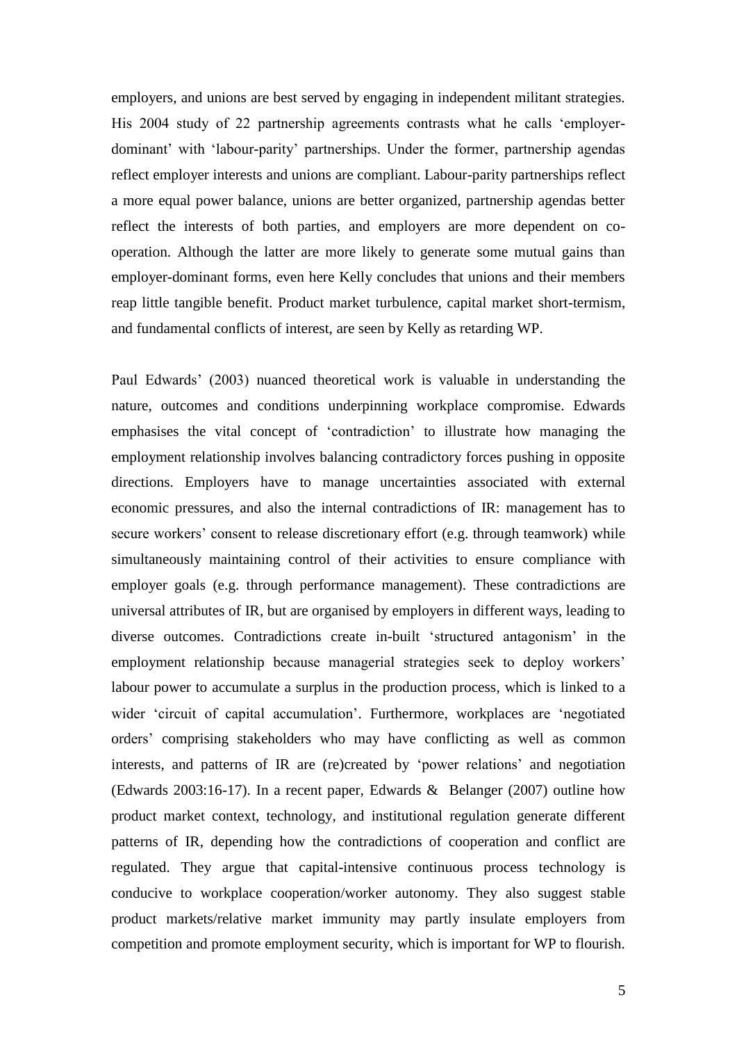employers, and unions are best served by engaging in independent militant strategies. His 2004 study of 22 partnership agreements contrasts what he calls 'employer-dominant' with 'labour-parity' partnerships. Under the former, partnership agendas reflect employer interests and unions are compliant. Labour-parity partnerships reflect a more equal power balance, unions are better organized, partnership agendas better reflect the interests of both parties, and employers are more dependent on co-operation. Although the latter are more likely to generate some mutual gains than employer-dominant forms, even here Kelly concludes that unions and their members reap little tangible benefit. Product market turbulence, capital market short-termism, and fundamental conflicts of interest, are seen by Kelly as retarding WP.

Paul Edwards' (2003) nuanced theoretical work is valuable in understanding the nature, outcomes and conditions underpinning workplace compromise. Edwards emphasises the vital concept of 'contradiction' to illustrate how managing the employment relationship involves balancing contradictory forces pushing in opposite directions. Employers have to manage uncertainties associated with external economic pressures, and also the internal contradictions of IR: management has to secure workers' consent to release discretionary effort (e.g. through teamwork) while simultaneously maintaining control of their activities to ensure compliance with employer goals (e.g. through performance management). These contradictions are universal attributes of IR, but are organised by employers in different ways, leading to diverse outcomes. Contradictions create in-built 'structured antagonism' in the employment relationship because managerial strategies seek to deploy workers' labour power to accumulate a surplus in the production process, which is linked to a wider 'circuit of capital accumulation'. Furthermore, workplaces are 'negotiated orders' comprising stakeholders who may have conflicting as well as common interests, and patterns of IR are (re)created by 'power relations' and negotiation (Edwards 2003:16-17). In a recent paper, Edwards & Belanger (2007) outline how product market context, technology, and institutional regulation generate different patterns of IR, depending how the contradictions of cooperation and conflict are regulated. They argue that capital-intensive continuous process technology is conducive to workplace cooperation/worker autonomy. They also suggest stable product markets/relative market immunity may partly insulate employers from competition and promote employment security, which is important for WP to flourish.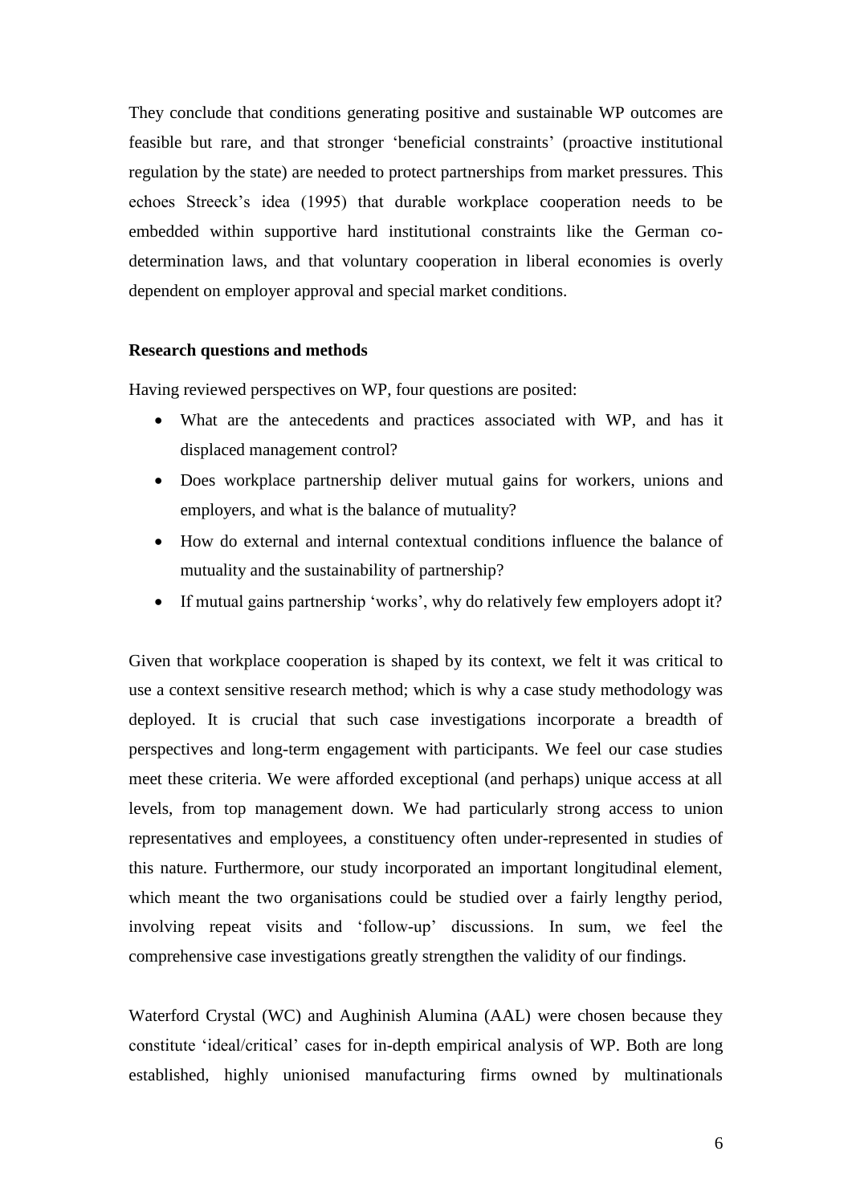They conclude that conditions generating positive and sustainable WP outcomes are feasible but rare, and that stronger 'beneficial constraints' (proactive institutional regulation by the state) are needed to protect partnerships from market pressures. This echoes Streeck's idea (1995) that durable workplace cooperation needs to be embedded within supportive hard institutional constraints like the German co-determination laws, and that voluntary cooperation in liberal economies is overly dependent on employer approval and special market conditions.

**Research questions and methods**

Having reviewed perspectives on WP, four questions are posited:

- What are the antecedents and practices associated with WP, and has it displaced management control?
- Does workplace partnership deliver mutual gains for workers, unions and employers, and what is the balance of mutuality?
- How do external and internal contextual conditions influence the balance of mutuality and the sustainability of partnership?
- If mutual gains partnership 'works', why do relatively few employers adopt it?

Given that workplace cooperation is shaped by its context, we felt it was critical to use a context sensitive research method; which is why a case study methodology was deployed. It is crucial that such case investigations incorporate a breadth of perspectives and long-term engagement with participants. We feel our case studies meet these criteria. We were afforded exceptional (and perhaps) unique access at all levels, from top management down. We had particularly strong access to union representatives and employees, a constituency often under-represented in studies of this nature. Furthermore, our study incorporated an important longitudinal element, which meant the two organisations could be studied over a fairly lengthy period, involving repeat visits and 'follow-up' discussions. In sum, we feel the comprehensive case investigations greatly strengthen the validity of our findings.

Waterford Crystal (WC) and Aughinish Alumina (AAL) were chosen because they constitute 'ideal/critical' cases for in-depth empirical analysis of WP. Both are long established, highly unionised manufacturing firms owned by multinationals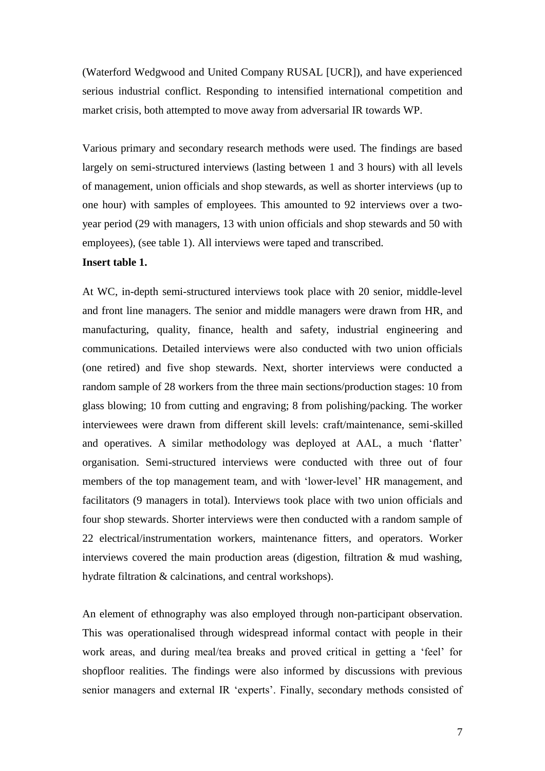(Waterford Wedgwood and United Company RUSAL [UCR]), and have experienced serious industrial conflict. Responding to intensified international competition and market crisis, both attempted to move away from adversarial IR towards WP.

Various primary and secondary research methods were used. The findings are based largely on semi-structured interviews (lasting between 1 and 3 hours) with all levels of management, union officials and shop stewards, as well as shorter interviews (up to one hour) with samples of employees. This amounted to 92 interviews over a two-year period (29 with managers, 13 with union officials and shop stewards and 50 with employees), (see table 1). All interviews were taped and transcribed.

**Insert table 1.**

At WC, in-depth semi-structured interviews took place with 20 senior, middle-level and front line managers. The senior and middle managers were drawn from HR, and manufacturing, quality, finance, health and safety, industrial engineering and communications. Detailed interviews were also conducted with two union officials (one retired) and five shop stewards. Next, shorter interviews were conducted a random sample of 28 workers from the three main sections/production stages: 10 from glass blowing; 10 from cutting and engraving; 8 from polishing/packing. The worker interviewees were drawn from different skill levels: craft/maintenance, semi-skilled and operatives. A similar methodology was deployed at AAL, a much 'flatter' organisation. Semi-structured interviews were conducted with three out of four members of the top management team, and with 'lower-level' HR management, and facilitators (9 managers in total). Interviews took place with two union officials and four shop stewards. Shorter interviews were then conducted with a random sample of 22 electrical/instrumentation workers, maintenance fitters, and operators. Worker interviews covered the main production areas (digestion, filtration & mud washing, hydrate filtration & calcinations, and central workshops).

An element of ethnography was also employed through non-participant observation. This was operationalised through widespread informal contact with people in their work areas, and during meal/tea breaks and proved critical in getting a 'feel' for shopfloor realities. The findings were also informed by discussions with previous senior managers and external IR 'experts'. Finally, secondary methods consisted of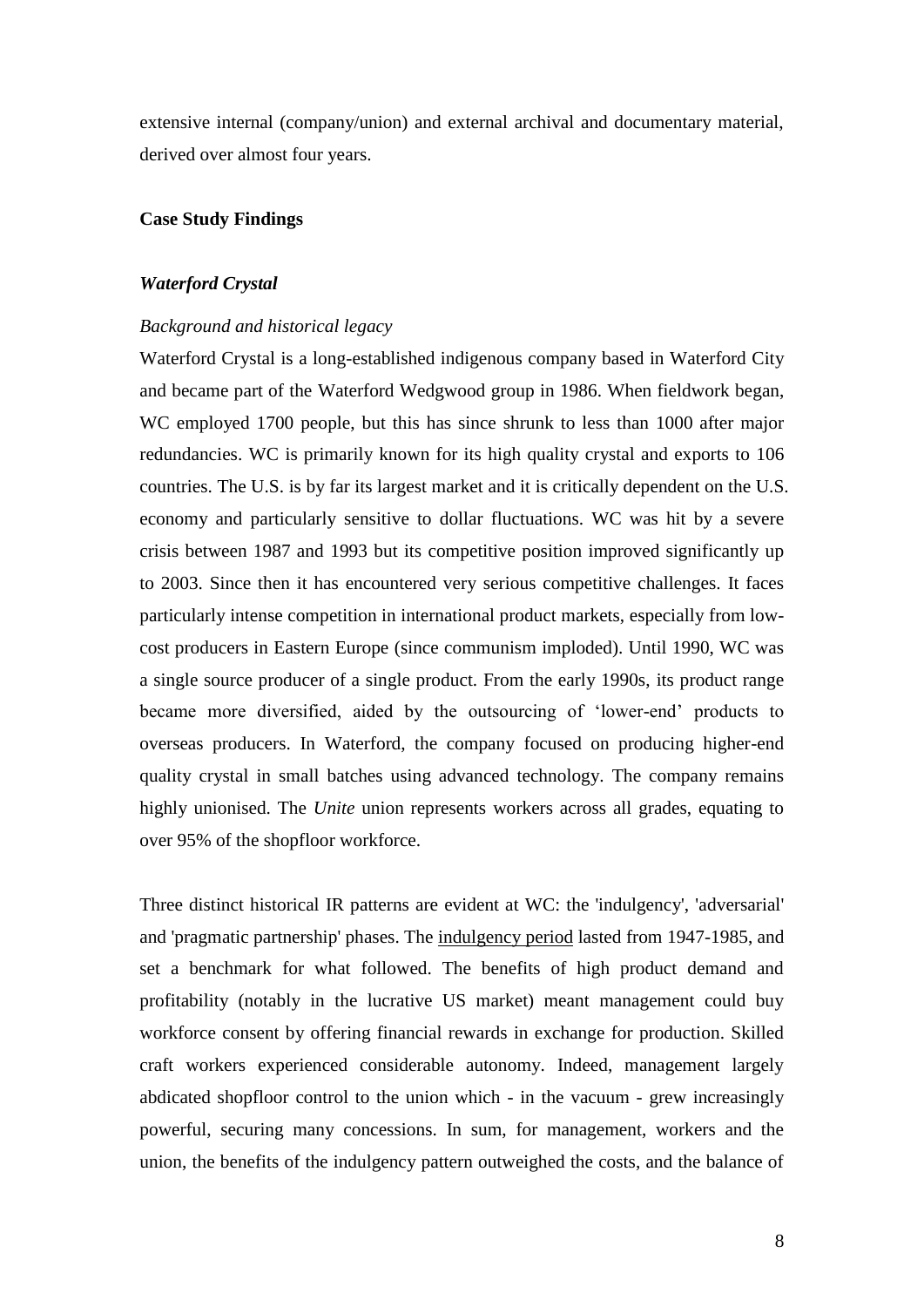extensive internal (company/union) and external archival and documentary material, derived over almost four years.

## Case Study Findings

### *Waterford Crystal*

#### *Background and historical legacy*

Waterford Crystal is a long-established indigenous company based in Waterford City and became part of the Waterford Wedgwood group in 1986. When fieldwork began, WC employed 1700 people, but this has since shrunk to less than 1000 after major redundancies. WC is primarily known for its high quality crystal and exports to 106 countries. The U.S. is by far its largest market and it is critically dependent on the U.S. economy and particularly sensitive to dollar fluctuations. WC was hit by a severe crisis between 1987 and 1993 but its competitive position improved significantly up to 2003. Since then it has encountered very serious competitive challenges. It faces particularly intense competition in international product markets, especially from low-cost producers in Eastern Europe (since communism imploded). Until 1990, WC was a single source producer of a single product. From the early 1990s, its product range became more diversified, aided by the outsourcing of 'lower-end' products to overseas producers. In Waterford, the company focused on producing higher-end quality crystal in small batches using advanced technology. The company remains highly unionised. The *Unite* union represents workers across all grades, equating to over 95% of the shopfloor workforce.

Three distinct historical IR patterns are evident at WC: the 'indulgency', 'adversarial' and 'pragmatic partnership' phases. The <u>indulgency period</u> lasted from 1947-1985, and set a benchmark for what followed. The benefits of high product demand and profitability (notably in the lucrative US market) meant management could buy workforce consent by offering financial rewards in exchange for production. Skilled craft workers experienced considerable autonomy. Indeed, management largely abdicated shopfloor control to the union which - in the vacuum - grew increasingly powerful, securing many concessions. In sum, for management, workers and the union, the benefits of the indulgency pattern outweighed the costs, and the balance of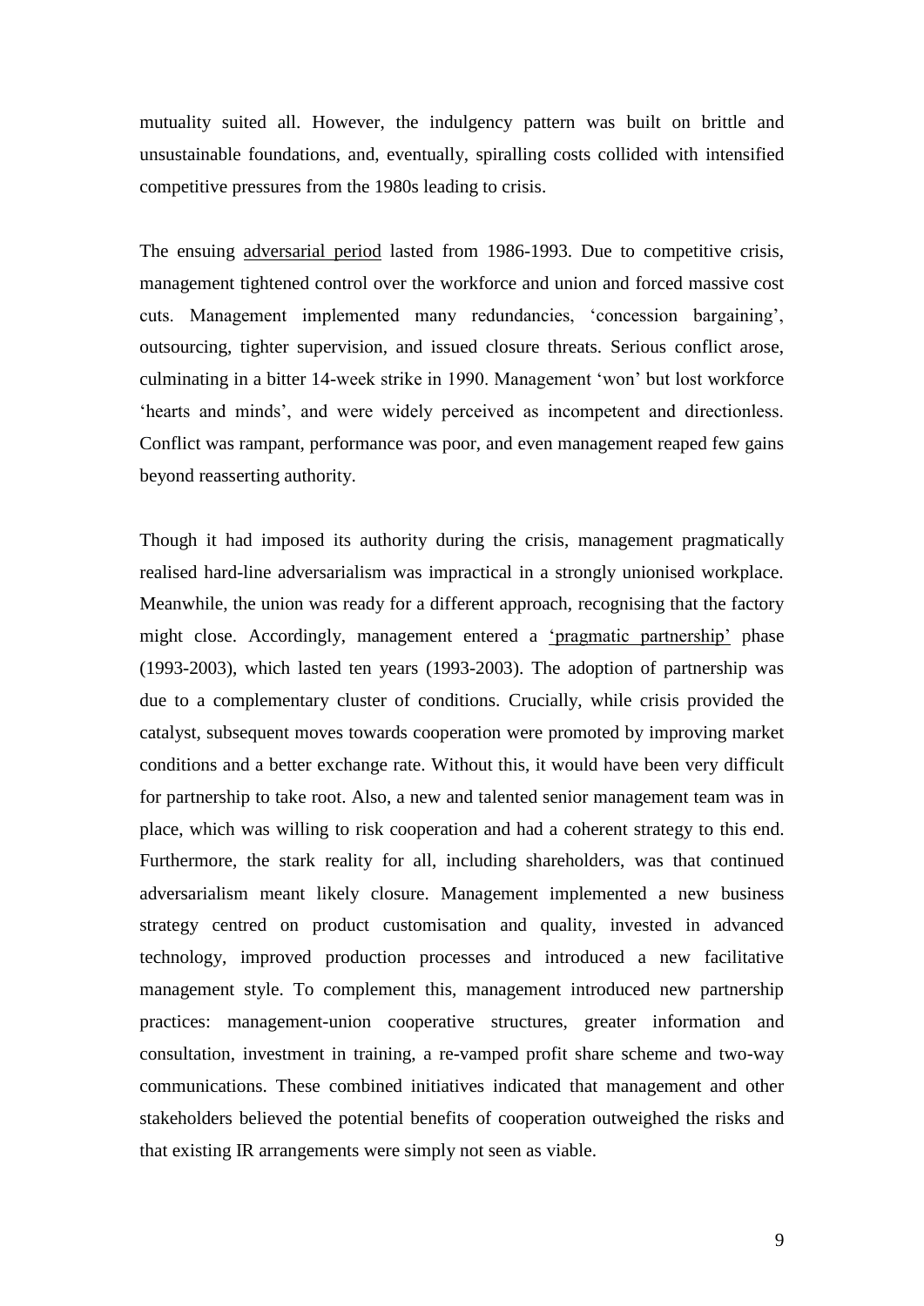mutuality suited all. However, the indulgency pattern was built on brittle and unsustainable foundations, and, eventually, spiralling costs collided with intensified competitive pressures from the 1980s leading to crisis.

The ensuing <u>adversarial period</u> lasted from 1986-1993. Due to competitive crisis, management tightened control over the workforce and union and forced massive cost cuts. Management implemented many redundancies, 'concession bargaining', outsourcing, tighter supervision, and issued closure threats. Serious conflict arose, culminating in a bitter 14-week strike in 1990. Management 'won' but lost workforce 'hearts and minds', and were widely perceived as incompetent and directionless. Conflict was rampant, performance was poor, and even management reaped few gains beyond reasserting authority.

Though it had imposed its authority during the crisis, management pragmatically realised hard-line adversarialism was impractical in a strongly unionised workplace. Meanwhile, the union was ready for a different approach, recognising that the factory might close. Accordingly, management entered a <u>'pragmatic partnership'</u> phase (1993-2003), which lasted ten years (1993-2003). The adoption of partnership was due to a complementary cluster of conditions. Crucially, while crisis provided the catalyst, subsequent moves towards cooperation were promoted by improving market conditions and a better exchange rate. Without this, it would have been very difficult for partnership to take root. Also, a new and talented senior management team was in place, which was willing to risk cooperation and had a coherent strategy to this end. Furthermore, the stark reality for all, including shareholders, was that continued adversarialism meant likely closure. Management implemented a new business strategy centred on product customisation and quality, invested in advanced technology, improved production processes and introduced a new facilitative management style. To complement this, management introduced new partnership practices: management-union cooperative structures, greater information and consultation, investment in training, a re-vamped profit share scheme and two-way communications. These combined initiatives indicated that management and other stakeholders believed the potential benefits of cooperation outweighed the risks and that existing IR arrangements were simply not seen as viable.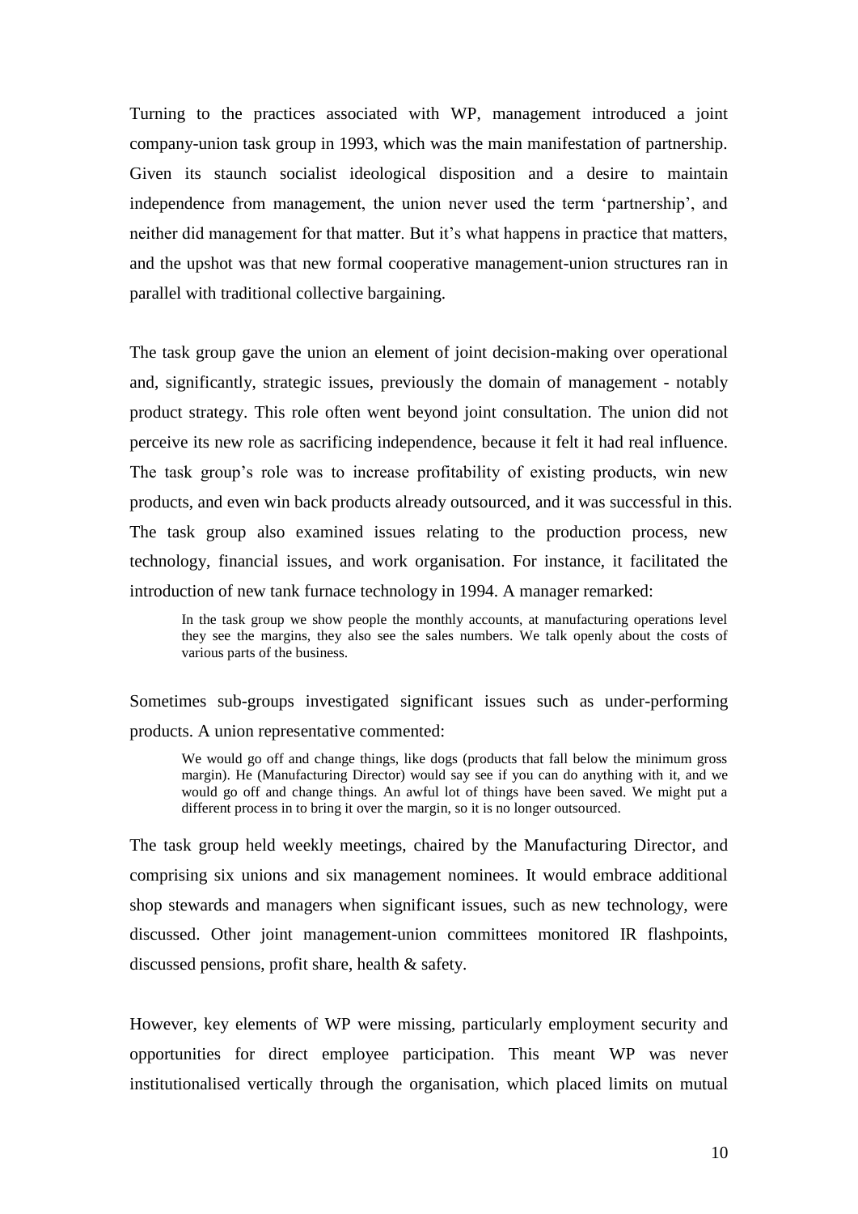Turning to the practices associated with WP, management introduced a joint company-union task group in 1993, which was the main manifestation of partnership. Given its staunch socialist ideological disposition and a desire to maintain independence from management, the union never used the term 'partnership', and neither did management for that matter. But it's what happens in practice that matters, and the upshot was that new formal cooperative management-union structures ran in parallel with traditional collective bargaining.

The task group gave the union an element of joint decision-making over operational and, significantly, strategic issues, previously the domain of management - notably product strategy. This role often went beyond joint consultation. The union did not perceive its new role as sacrificing independence, because it felt it had real influence. The task group's role was to increase profitability of existing products, win new products, and even win back products already outsourced, and it was successful in this. The task group also examined issues relating to the production process, new technology, financial issues, and work organisation. For instance, it facilitated the introduction of new tank furnace technology in 1994. A manager remarked:

> In the task group we show people the monthly accounts, at manufacturing operations level they see the margins, they also see the sales numbers. We talk openly about the costs of various parts of the business.

Sometimes sub-groups investigated significant issues such as under-performing products. A union representative commented:

> We would go off and change things, like dogs (products that fall below the minimum gross margin). He (Manufacturing Director) would say see if you can do anything with it, and we would go off and change things. An awful lot of things have been saved. We might put a different process in to bring it over the margin, so it is no longer outsourced.

The task group held weekly meetings, chaired by the Manufacturing Director, and comprising six unions and six management nominees. It would embrace additional shop stewards and managers when significant issues, such as new technology, were discussed. Other joint management-union committees monitored IR flashpoints, discussed pensions, profit share, health & safety.

However, key elements of WP were missing, particularly employment security and opportunities for direct employee participation. This meant WP was never institutionalised vertically through the organisation, which placed limits on mutual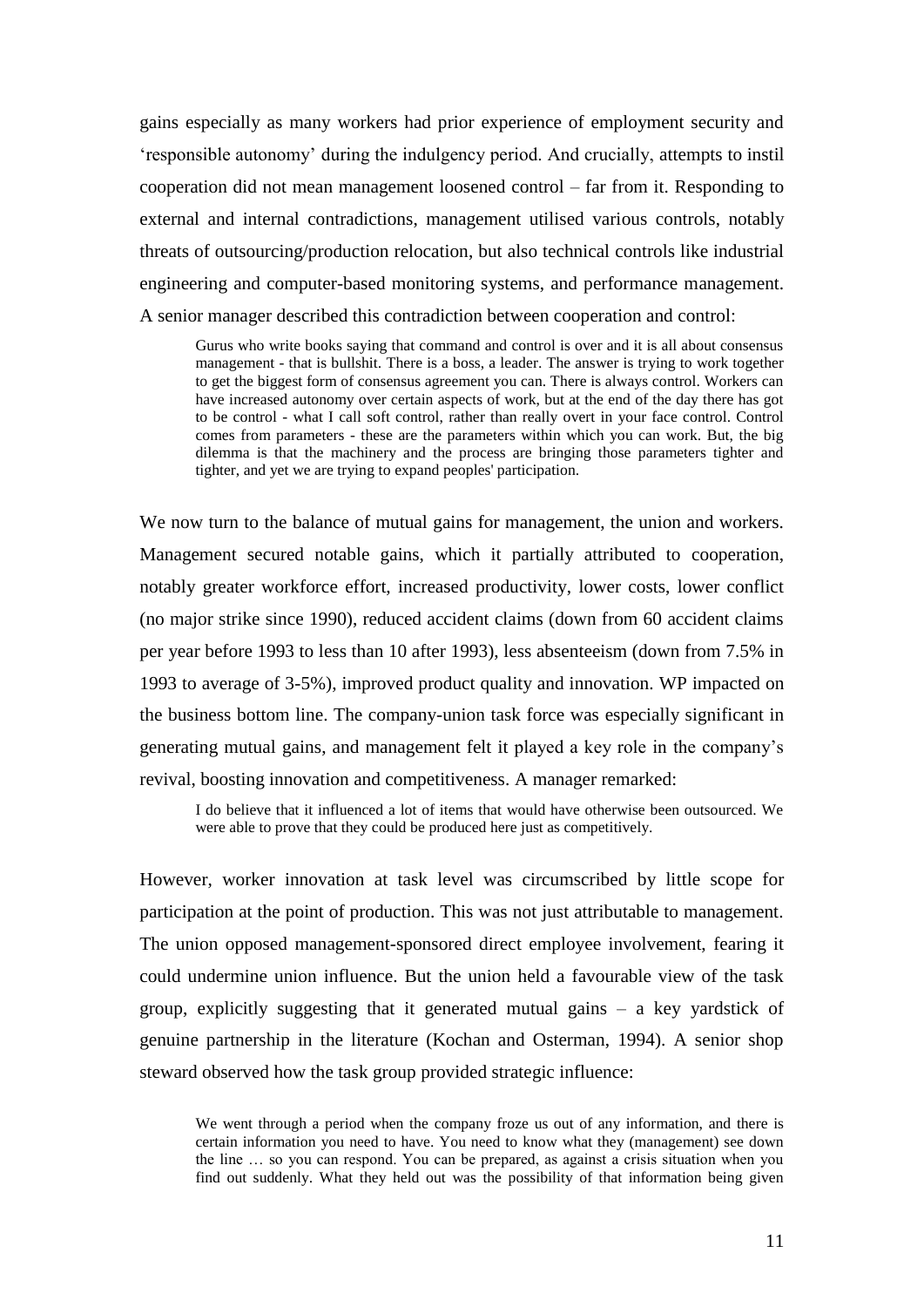gains especially as many workers had prior experience of employment security and 'responsible autonomy' during the indulgency period. And crucially, attempts to instil cooperation did not mean management loosened control – far from it. Responding to external and internal contradictions, management utilised various controls, notably threats of outsourcing/production relocation, but also technical controls like industrial engineering and computer-based monitoring systems, and performance management. A senior manager described this contradiction between cooperation and control:

> Gurus who write books saying that command and control is over and it is all about consensus management - that is bullshit. There is a boss, a leader. The answer is trying to work together to get the biggest form of consensus agreement you can. There is always control. Workers can have increased autonomy over certain aspects of work, but at the end of the day there has got to be control - what I call soft control, rather than really overt in your face control. Control comes from parameters - these are the parameters within which you can work. But, the big dilemma is that the machinery and the process are bringing those parameters tighter and tighter, and yet we are trying to expand peoples' participation.

We now turn to the balance of mutual gains for management, the union and workers. Management secured notable gains, which it partially attributed to cooperation, notably greater workforce effort, increased productivity, lower costs, lower conflict (no major strike since 1990), reduced accident claims (down from 60 accident claims per year before 1993 to less than 10 after 1993), less absenteeism (down from 7.5% in 1993 to average of 3-5%), improved product quality and innovation. WP impacted on the business bottom line. The company-union task force was especially significant in generating mutual gains, and management felt it played a key role in the company's revival, boosting innovation and competitiveness. A manager remarked:

> I do believe that it influenced a lot of items that would have otherwise been outsourced. We were able to prove that they could be produced here just as competitively.

However, worker innovation at task level was circumscribed by little scope for participation at the point of production. This was not just attributable to management. The union opposed management-sponsored direct employee involvement, fearing it could undermine union influence. But the union held a favourable view of the task group, explicitly suggesting that it generated mutual gains – a key yardstick of genuine partnership in the literature (Kochan and Osterman, 1994). A senior shop steward observed how the task group provided strategic influence:

> We went through a period when the company froze us out of any information, and there is certain information you need to have. You need to know what they (management) see down the line … so you can respond. You can be prepared, as against a crisis situation when you find out suddenly. What they held out was the possibility of that information being given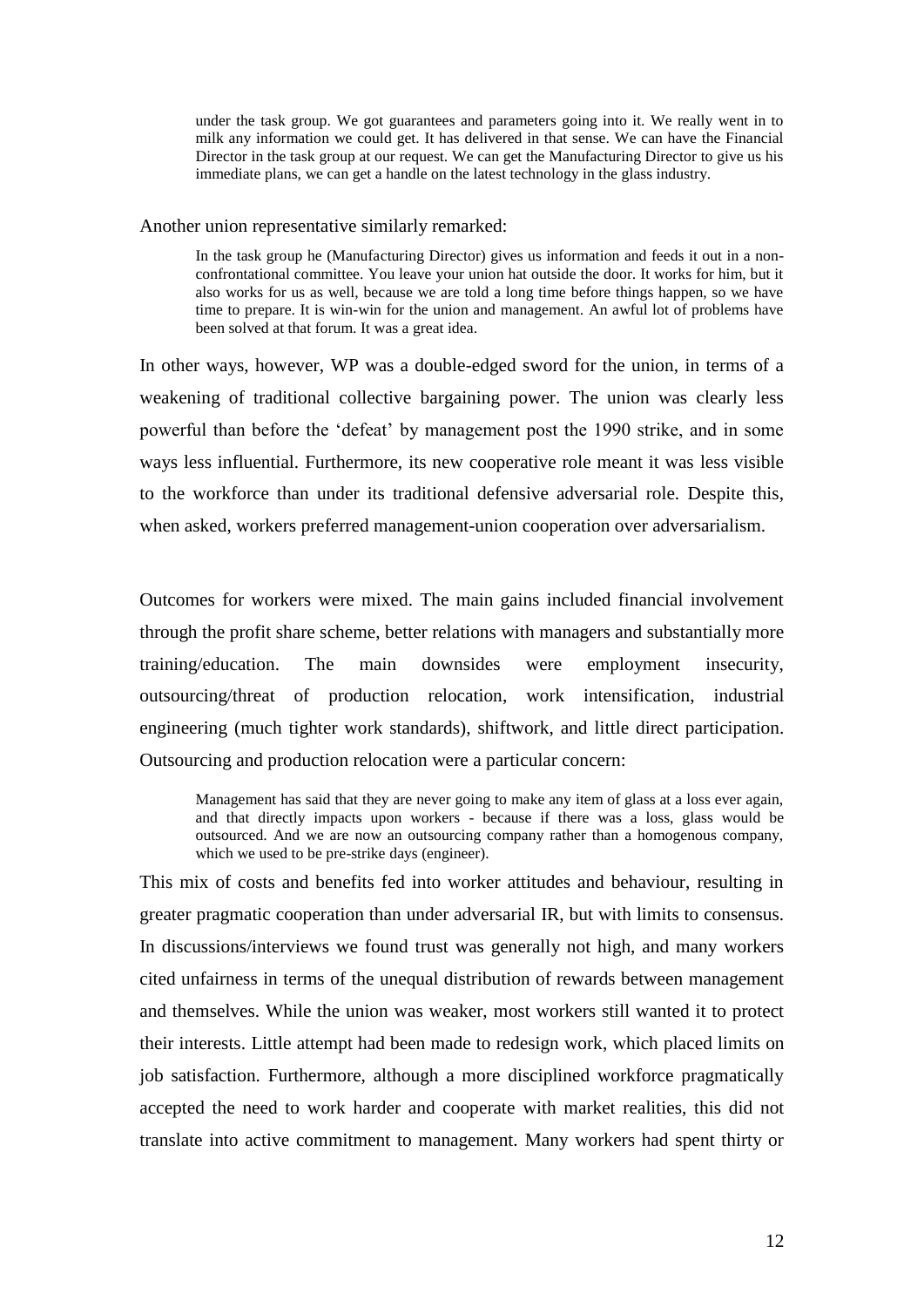> under the task group. We got guarantees and parameters going into it. We really went in to milk any information we could get. It has delivered in that sense. We can have the Financial Director in the task group at our request. We can get the Manufacturing Director to give us his immediate plans, we can get a handle on the latest technology in the glass industry.

Another union representative similarly remarked:

> In the task group he (Manufacturing Director) gives us information and feeds it out in a non-confrontational committee. You leave your union hat outside the door. It works for him, but it also works for us as well, because we are told a long time before things happen, so we have time to prepare. It is win-win for the union and management. An awful lot of problems have been solved at that forum. It was a great idea.

In other ways, however, WP was a double-edged sword for the union, in terms of a weakening of traditional collective bargaining power. The union was clearly less powerful than before the 'defeat' by management post the 1990 strike, and in some ways less influential. Furthermore, its new cooperative role meant it was less visible to the workforce than under its traditional defensive adversarial role. Despite this, when asked, workers preferred management-union cooperation over adversarialism.

Outcomes for workers were mixed. The main gains included financial involvement through the profit share scheme, better relations with managers and substantially more training/education. The main downsides were employment insecurity, outsourcing/threat of production relocation, work intensification, industrial engineering (much tighter work standards), shiftwork, and little direct participation. Outsourcing and production relocation were a particular concern:

> Management has said that they are never going to make any item of glass at a loss ever again, and that directly impacts upon workers - because if there was a loss, glass would be outsourced. And we are now an outsourcing company rather than a homogenous company, which we used to be pre-strike days (engineer).

This mix of costs and benefits fed into worker attitudes and behaviour, resulting in greater pragmatic cooperation than under adversarial IR, but with limits to consensus. In discussions/interviews we found trust was generally not high, and many workers cited unfairness in terms of the unequal distribution of rewards between management and themselves. While the union was weaker, most workers still wanted it to protect their interests. Little attempt had been made to redesign work, which placed limits on job satisfaction. Furthermore, although a more disciplined workforce pragmatically accepted the need to work harder and cooperate with market realities, this did not translate into active commitment to management. Many workers had spent thirty or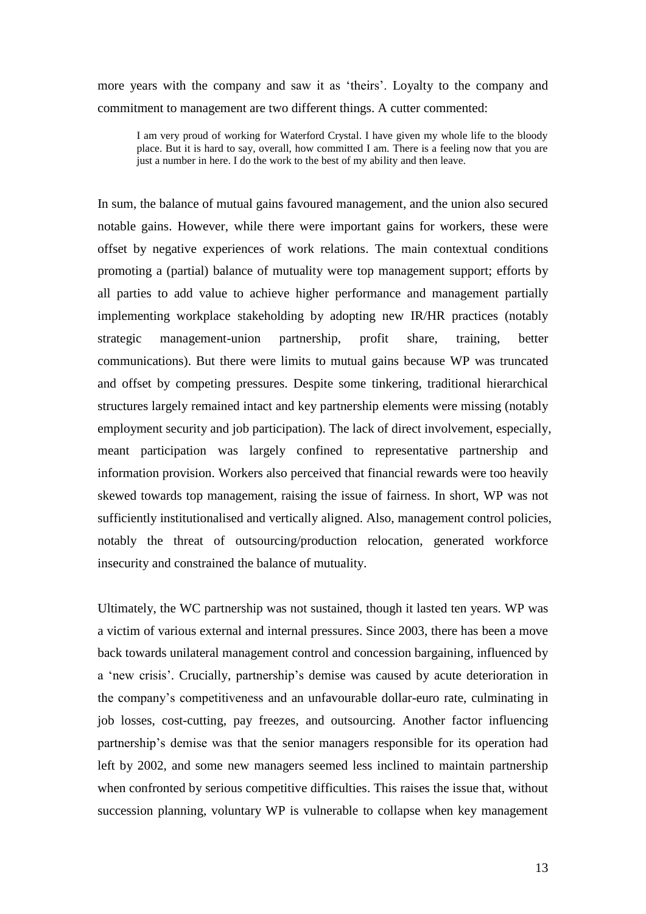more years with the company and saw it as 'theirs'. Loyalty to the company and commitment to management are two different things. A cutter commented:

> I am very proud of working for Waterford Crystal. I have given my whole life to the bloody place. But it is hard to say, overall, how committed I am. There is a feeling now that you are just a number in here. I do the work to the best of my ability and then leave.

In sum, the balance of mutual gains favoured management, and the union also secured notable gains. However, while there were important gains for workers, these were offset by negative experiences of work relations. The main contextual conditions promoting a (partial) balance of mutuality were top management support; efforts by all parties to add value to achieve higher performance and management partially implementing workplace stakeholding by adopting new IR/HR practices (notably strategic management-union partnership, profit share, training, better communications). But there were limits to mutual gains because WP was truncated and offset by competing pressures. Despite some tinkering, traditional hierarchical structures largely remained intact and key partnership elements were missing (notably employment security and job participation). The lack of direct involvement, especially, meant participation was largely confined to representative partnership and information provision. Workers also perceived that financial rewards were too heavily skewed towards top management, raising the issue of fairness. In short, WP was not sufficiently institutionalised and vertically aligned. Also, management control policies, notably the threat of outsourcing/production relocation, generated workforce insecurity and constrained the balance of mutuality.

Ultimately, the WC partnership was not sustained, though it lasted ten years. WP was a victim of various external and internal pressures. Since 2003, there has been a move back towards unilateral management control and concession bargaining, influenced by a 'new crisis'. Crucially, partnership's demise was caused by acute deterioration in the company's competitiveness and an unfavourable dollar-euro rate, culminating in job losses, cost-cutting, pay freezes, and outsourcing. Another factor influencing partnership's demise was that the senior managers responsible for its operation had left by 2002, and some new managers seemed less inclined to maintain partnership when confronted by serious competitive difficulties. This raises the issue that, without succession planning, voluntary WP is vulnerable to collapse when key management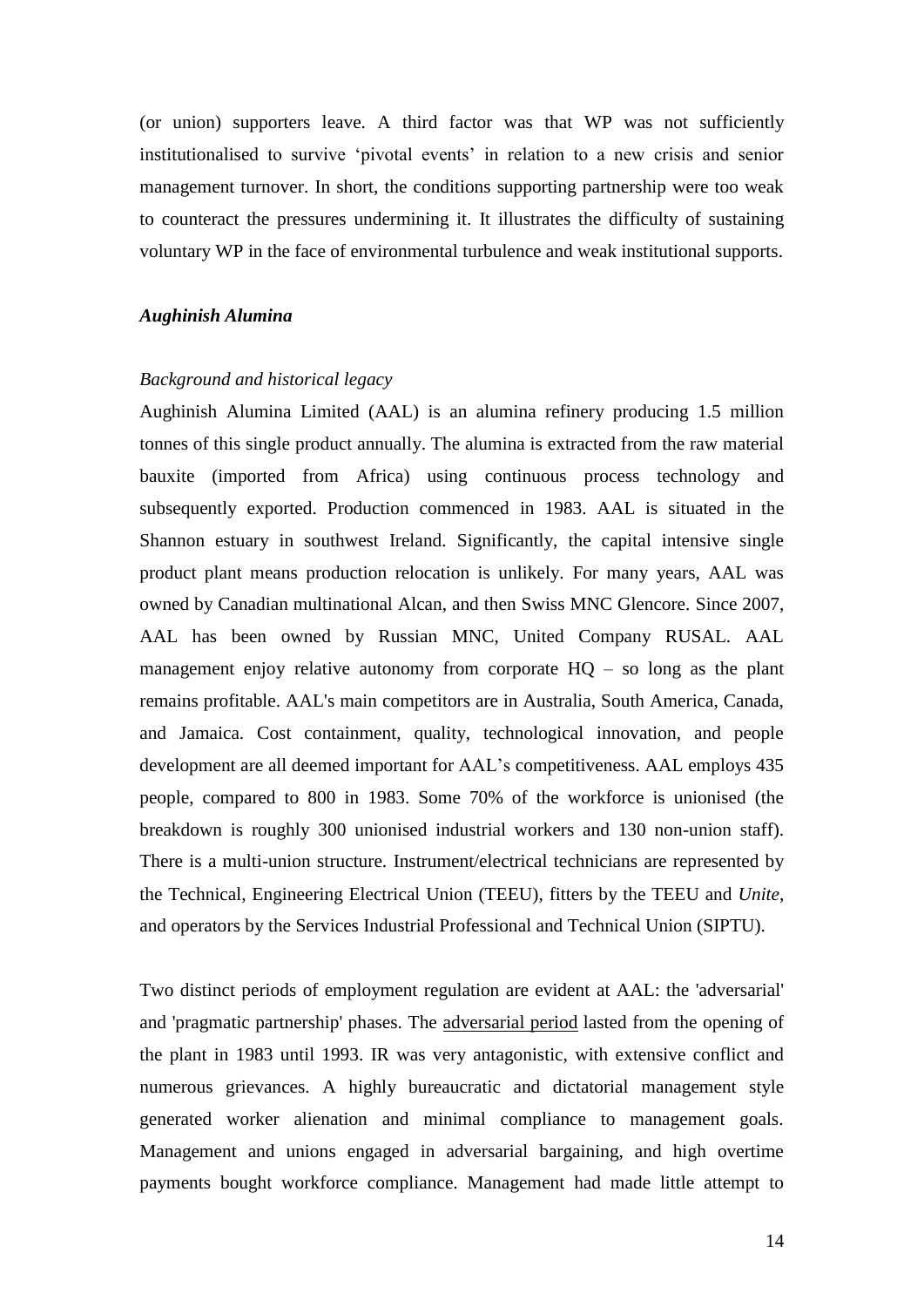(or union) supporters leave. A third factor was that WP was not sufficiently institutionalised to survive 'pivotal events' in relation to a new crisis and senior management turnover. In short, the conditions supporting partnership were too weak to counteract the pressures undermining it. It illustrates the difficulty of sustaining voluntary WP in the face of environmental turbulence and weak institutional supports.

### ***Aughinish Alumina***

*Background and historical legacy*

Aughinish Alumina Limited (AAL) is an alumina refinery producing 1.5 million tonnes of this single product annually. The alumina is extracted from the raw material bauxite (imported from Africa) using continuous process technology and subsequently exported. Production commenced in 1983. AAL is situated in the Shannon estuary in southwest Ireland. Significantly, the capital intensive single product plant means production relocation is unlikely. For many years, AAL was owned by Canadian multinational Alcan, and then Swiss MNC Glencore. Since 2007, AAL has been owned by Russian MNC, United Company RUSAL. AAL management enjoy relative autonomy from corporate HQ – so long as the plant remains profitable. AAL's main competitors are in Australia, South America, Canada, and Jamaica. Cost containment, quality, technological innovation, and people development are all deemed important for AAL's competitiveness. AAL employs 435 people, compared to 800 in 1983. Some 70% of the workforce is unionised (the breakdown is roughly 300 unionised industrial workers and 130 non-union staff). There is a multi-union structure. Instrument/electrical technicians are represented by the Technical, Engineering Electrical Union (TEEU), fitters by the TEEU and *Unite*, and operators by the Services Industrial Professional and Technical Union (SIPTU).

Two distinct periods of employment regulation are evident at AAL: the 'adversarial' and 'pragmatic partnership' phases. The adversarial period lasted from the opening of the plant in 1983 until 1993. IR was very antagonistic, with extensive conflict and numerous grievances. A highly bureaucratic and dictatorial management style generated worker alienation and minimal compliance to management goals. Management and unions engaged in adversarial bargaining, and high overtime payments bought workforce compliance. Management had made little attempt to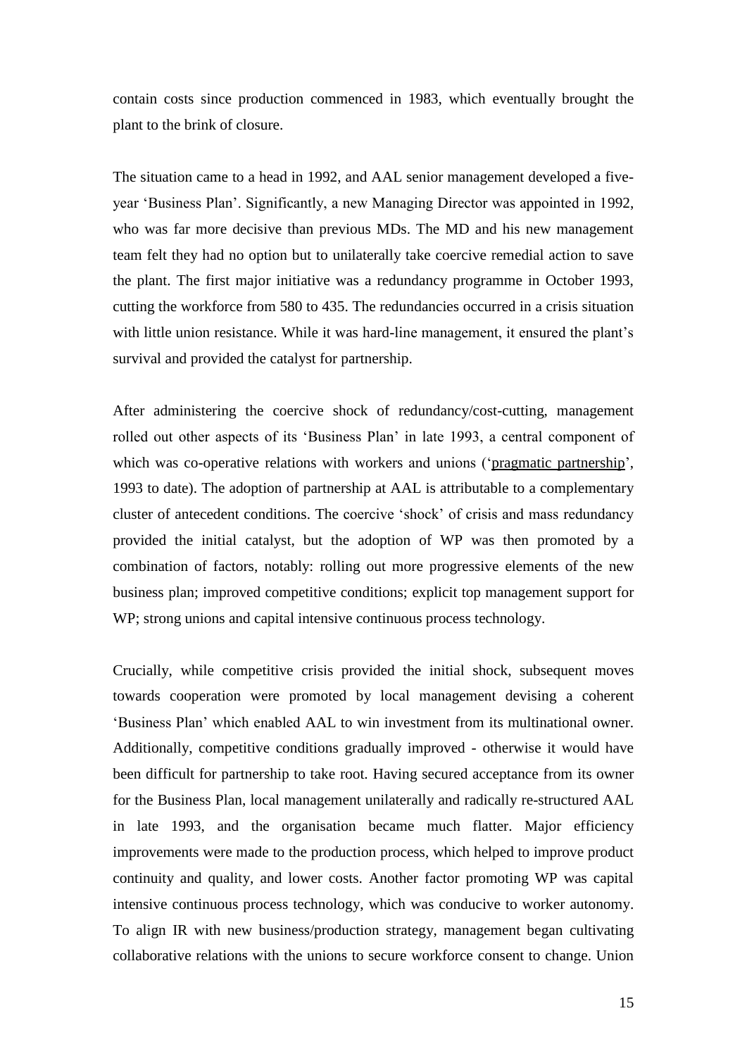contain costs since production commenced in 1983, which eventually brought the plant to the brink of closure.

The situation came to a head in 1992, and AAL senior management developed a five-year 'Business Plan'. Significantly, a new Managing Director was appointed in 1992, who was far more decisive than previous MDs. The MD and his new management team felt they had no option but to unilaterally take coercive remedial action to save the plant. The first major initiative was a redundancy programme in October 1993, cutting the workforce from 580 to 435. The redundancies occurred in a crisis situation with little union resistance. While it was hard-line management, it ensured the plant's survival and provided the catalyst for partnership.

After administering the coercive shock of redundancy/cost-cutting, management rolled out other aspects of its 'Business Plan' in late 1993, a central component of which was co-operative relations with workers and unions ('pragmatic partnership', 1993 to date). The adoption of partnership at AAL is attributable to a complementary cluster of antecedent conditions. The coercive 'shock' of crisis and mass redundancy provided the initial catalyst, but the adoption of WP was then promoted by a combination of factors, notably: rolling out more progressive elements of the new business plan; improved competitive conditions; explicit top management support for WP; strong unions and capital intensive continuous process technology.

Crucially, while competitive crisis provided the initial shock, subsequent moves towards cooperation were promoted by local management devising a coherent 'Business Plan' which enabled AAL to win investment from its multinational owner. Additionally, competitive conditions gradually improved - otherwise it would have been difficult for partnership to take root. Having secured acceptance from its owner for the Business Plan, local management unilaterally and radically re-structured AAL in late 1993, and the organisation became much flatter. Major efficiency improvements were made to the production process, which helped to improve product continuity and quality, and lower costs. Another factor promoting WP was capital intensive continuous process technology, which was conducive to worker autonomy. To align IR with new business/production strategy, management began cultivating collaborative relations with the unions to secure workforce consent to change. Union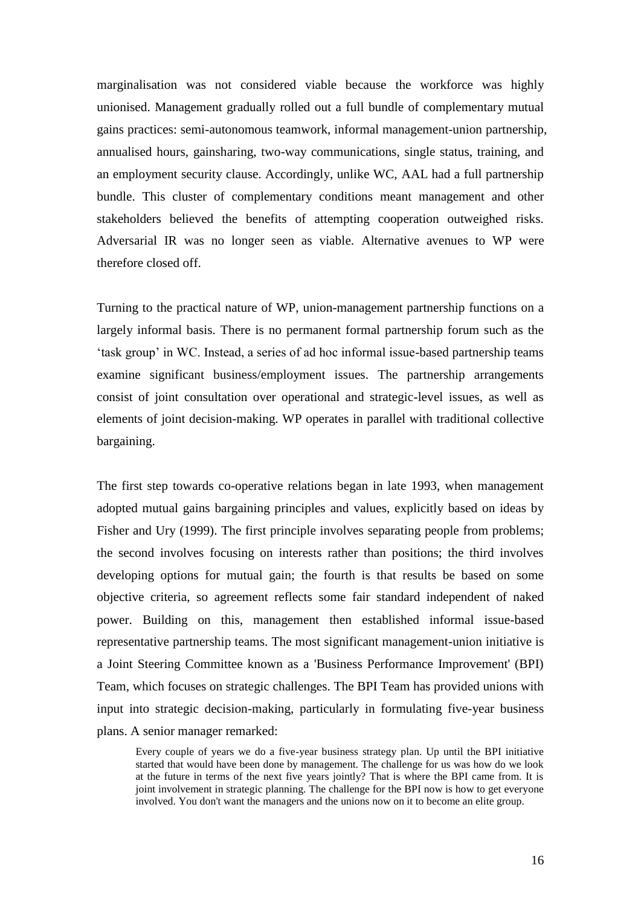marginalisation was not considered viable because the workforce was highly unionised. Management gradually rolled out a full bundle of complementary mutual gains practices: semi-autonomous teamwork, informal management-union partnership, annualised hours, gainsharing, two-way communications, single status, training, and an employment security clause. Accordingly, unlike WC, AAL had a full partnership bundle. This cluster of complementary conditions meant management and other stakeholders believed the benefits of attempting cooperation outweighed risks. Adversarial IR was no longer seen as viable. Alternative avenues to WP were therefore closed off.

Turning to the practical nature of WP, union-management partnership functions on a largely informal basis. There is no permanent formal partnership forum such as the 'task group' in WC. Instead, a series of ad hoc informal issue-based partnership teams examine significant business/employment issues. The partnership arrangements consist of joint consultation over operational and strategic-level issues, as well as elements of joint decision-making. WP operates in parallel with traditional collective bargaining.

The first step towards co-operative relations began in late 1993, when management adopted mutual gains bargaining principles and values, explicitly based on ideas by Fisher and Ury (1999). The first principle involves separating people from problems; the second involves focusing on interests rather than positions; the third involves developing options for mutual gain; the fourth is that results be based on some objective criteria, so agreement reflects some fair standard independent of naked power. Building on this, management then established informal issue-based representative partnership teams. The most significant management-union initiative is a Joint Steering Committee known as a 'Business Performance Improvement' (BPI) Team, which focuses on strategic challenges. The BPI Team has provided unions with input into strategic decision-making, particularly in formulating five-year business plans. A senior manager remarked:

> Every couple of years we do a five-year business strategy plan. Up until the BPI initiative started that would have been done by management. The challenge for us was how do we look at the future in terms of the next five years jointly? That is where the BPI came from. It is joint involvement in strategic planning. The challenge for the BPI now is how to get everyone involved. You don't want the managers and the unions now on it to become an elite group.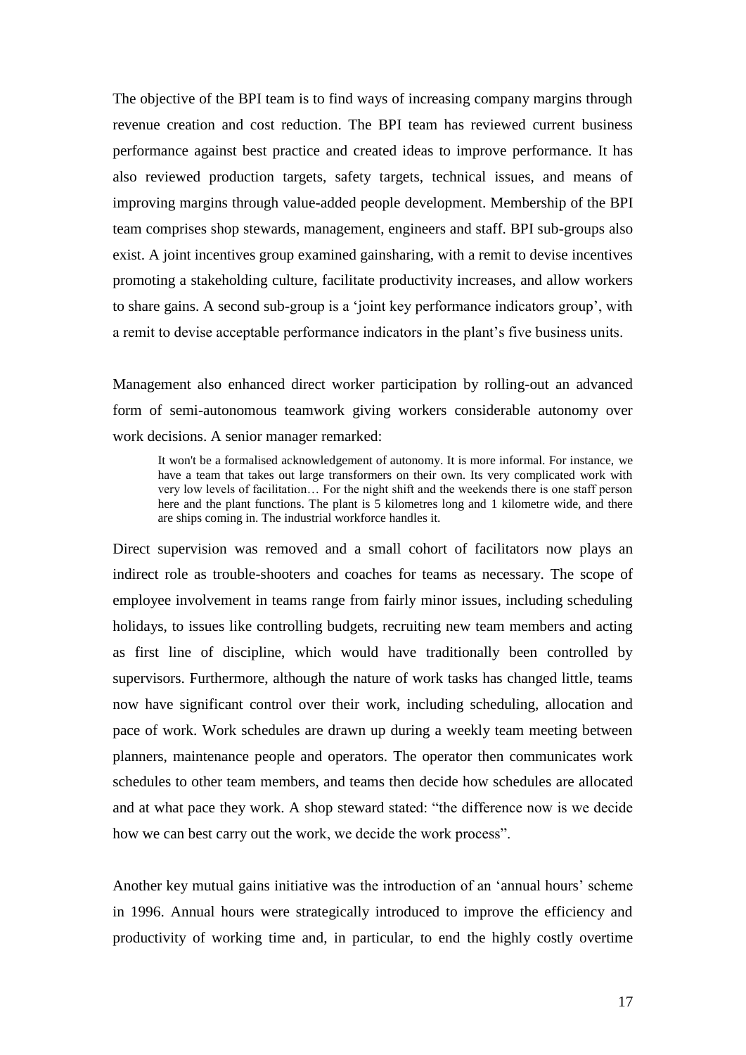The objective of the BPI team is to find ways of increasing company margins through revenue creation and cost reduction. The BPI team has reviewed current business performance against best practice and created ideas to improve performance. It has also reviewed production targets, safety targets, technical issues, and means of improving margins through value-added people development. Membership of the BPI team comprises shop stewards, management, engineers and staff. BPI sub-groups also exist. A joint incentives group examined gainsharing, with a remit to devise incentives promoting a stakeholding culture, facilitate productivity increases, and allow workers to share gains. A second sub-group is a 'joint key performance indicators group', with a remit to devise acceptable performance indicators in the plant's five business units.

Management also enhanced direct worker participation by rolling-out an advanced form of semi-autonomous teamwork giving workers considerable autonomy over work decisions. A senior manager remarked:

> It won't be a formalised acknowledgement of autonomy. It is more informal. For instance, we have a team that takes out large transformers on their own. Its very complicated work with very low levels of facilitation… For the night shift and the weekends there is one staff person here and the plant functions. The plant is 5 kilometres long and 1 kilometre wide, and there are ships coming in. The industrial workforce handles it.

Direct supervision was removed and a small cohort of facilitators now plays an indirect role as trouble-shooters and coaches for teams as necessary. The scope of employee involvement in teams range from fairly minor issues, including scheduling holidays, to issues like controlling budgets, recruiting new team members and acting as first line of discipline, which would have traditionally been controlled by supervisors. Furthermore, although the nature of work tasks has changed little, teams now have significant control over their work, including scheduling, allocation and pace of work. Work schedules are drawn up during a weekly team meeting between planners, maintenance people and operators. The operator then communicates work schedules to other team members, and teams then decide how schedules are allocated and at what pace they work. A shop steward stated: "the difference now is we decide how we can best carry out the work, we decide the work process".

Another key mutual gains initiative was the introduction of an 'annual hours' scheme in 1996. Annual hours were strategically introduced to improve the efficiency and productivity of working time and, in particular, to end the highly costly overtime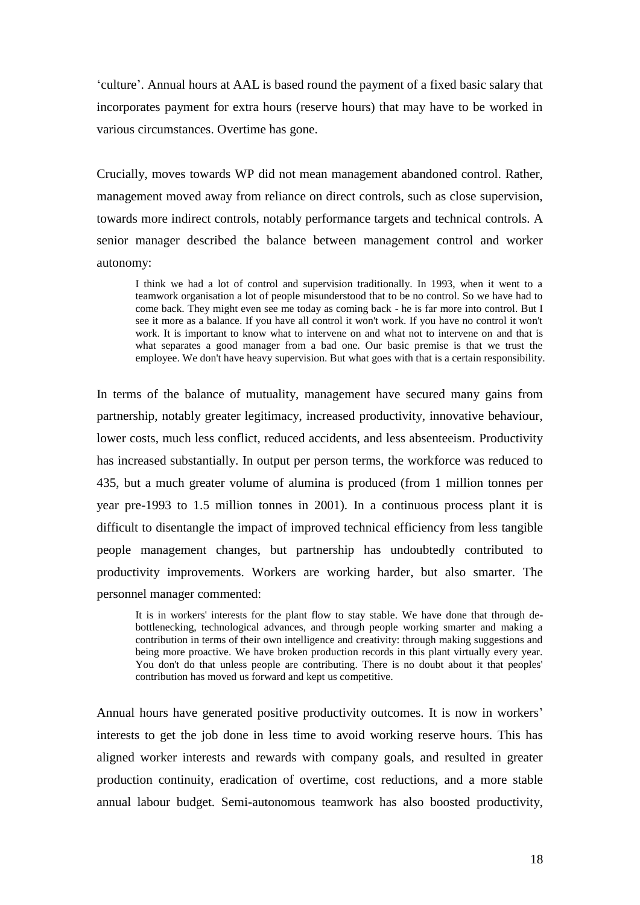'culture'. Annual hours at AAL is based round the payment of a fixed basic salary that incorporates payment for extra hours (reserve hours) that may have to be worked in various circumstances. Overtime has gone.

Crucially, moves towards WP did not mean management abandoned control. Rather, management moved away from reliance on direct controls, such as close supervision, towards more indirect controls, notably performance targets and technical controls. A senior manager described the balance between management control and worker autonomy:

> I think we had a lot of control and supervision traditionally. In 1993, when it went to a teamwork organisation a lot of people misunderstood that to be no control. So we have had to come back. They might even see me today as coming back - he is far more into control. But I see it more as a balance. If you have all control it won't work. If you have no control it won't work. It is important to know what to intervene on and what not to intervene on and that is what separates a good manager from a bad one. Our basic premise is that we trust the employee. We don't have heavy supervision. But what goes with that is a certain responsibility.

In terms of the balance of mutuality, management have secured many gains from partnership, notably greater legitimacy, increased productivity, innovative behaviour, lower costs, much less conflict, reduced accidents, and less absenteeism. Productivity has increased substantially. In output per person terms, the workforce was reduced to 435, but a much greater volume of alumina is produced (from 1 million tonnes per year pre-1993 to 1.5 million tonnes in 2001). In a continuous process plant it is difficult to disentangle the impact of improved technical efficiency from less tangible people management changes, but partnership has undoubtedly contributed to productivity improvements. Workers are working harder, but also smarter. The personnel manager commented:

> It is in workers' interests for the plant flow to stay stable. We have done that through de-bottlenecking, technological advances, and through people working smarter and making a contribution in terms of their own intelligence and creativity: through making suggestions and being more proactive. We have broken production records in this plant virtually every year. You don't do that unless people are contributing. There is no doubt about it that peoples' contribution has moved us forward and kept us competitive.

Annual hours have generated positive productivity outcomes. It is now in workers' interests to get the job done in less time to avoid working reserve hours. This has aligned worker interests and rewards with company goals, and resulted in greater production continuity, eradication of overtime, cost reductions, and a more stable annual labour budget. Semi-autonomous teamwork has also boosted productivity,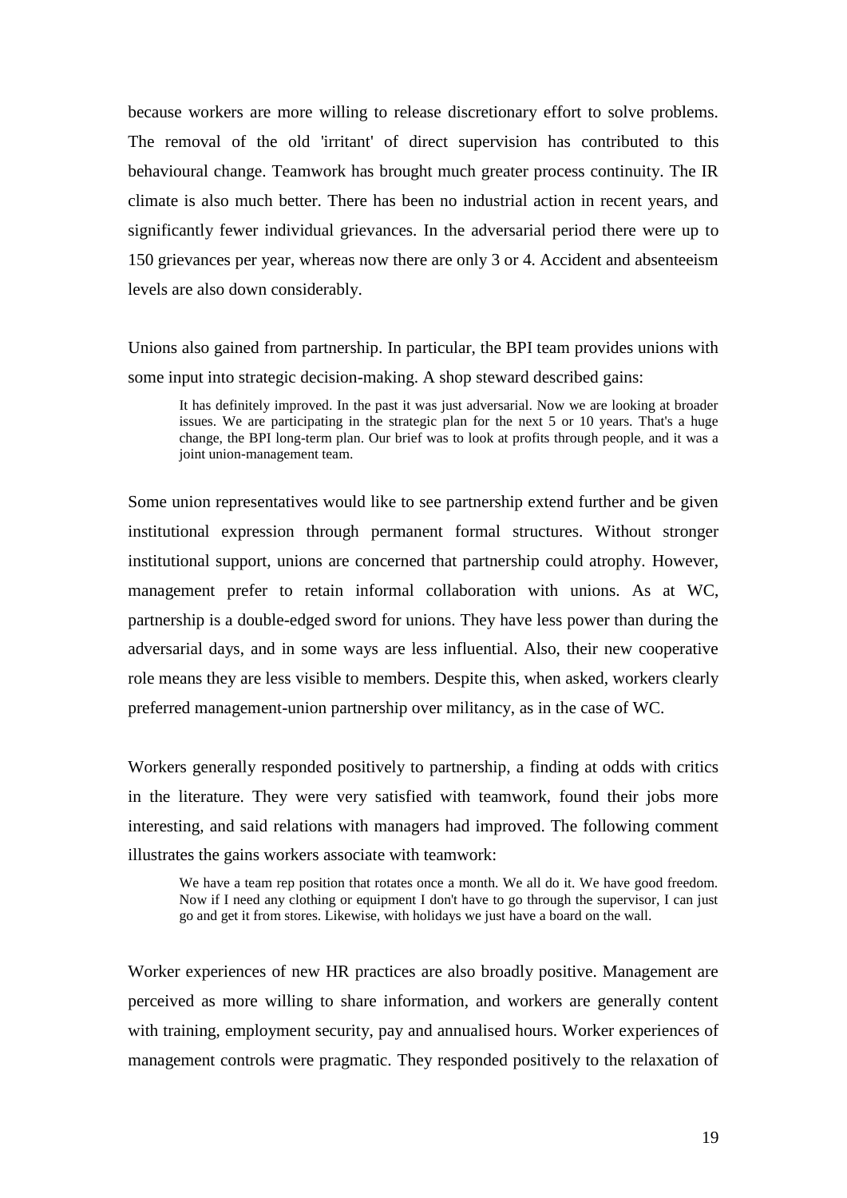because workers are more willing to release discretionary effort to solve problems. The removal of the old 'irritant' of direct supervision has contributed to this behavioural change. Teamwork has brought much greater process continuity. The IR climate is also much better. There has been no industrial action in recent years, and significantly fewer individual grievances. In the adversarial period there were up to 150 grievances per year, whereas now there are only 3 or 4. Accident and absenteeism levels are also down considerably.

Unions also gained from partnership. In particular, the BPI team provides unions with some input into strategic decision-making. A shop steward described gains:

> It has definitely improved. In the past it was just adversarial. Now we are looking at broader issues. We are participating in the strategic plan for the next 5 or 10 years. That's a huge change, the BPI long-term plan. Our brief was to look at profits through people, and it was a joint union-management team.

Some union representatives would like to see partnership extend further and be given institutional expression through permanent formal structures. Without stronger institutional support, unions are concerned that partnership could atrophy. However, management prefer to retain informal collaboration with unions. As at WC, partnership is a double-edged sword for unions. They have less power than during the adversarial days, and in some ways are less influential. Also, their new cooperative role means they are less visible to members. Despite this, when asked, workers clearly preferred management-union partnership over militancy, as in the case of WC.

Workers generally responded positively to partnership, a finding at odds with critics in the literature. They were very satisfied with teamwork, found their jobs more interesting, and said relations with managers had improved. The following comment illustrates the gains workers associate with teamwork:

> We have a team rep position that rotates once a month. We all do it. We have good freedom. Now if I need any clothing or equipment I don't have to go through the supervisor, I can just go and get it from stores. Likewise, with holidays we just have a board on the wall.

Worker experiences of new HR practices are also broadly positive. Management are perceived as more willing to share information, and workers are generally content with training, employment security, pay and annualised hours. Worker experiences of management controls were pragmatic. They responded positively to the relaxation of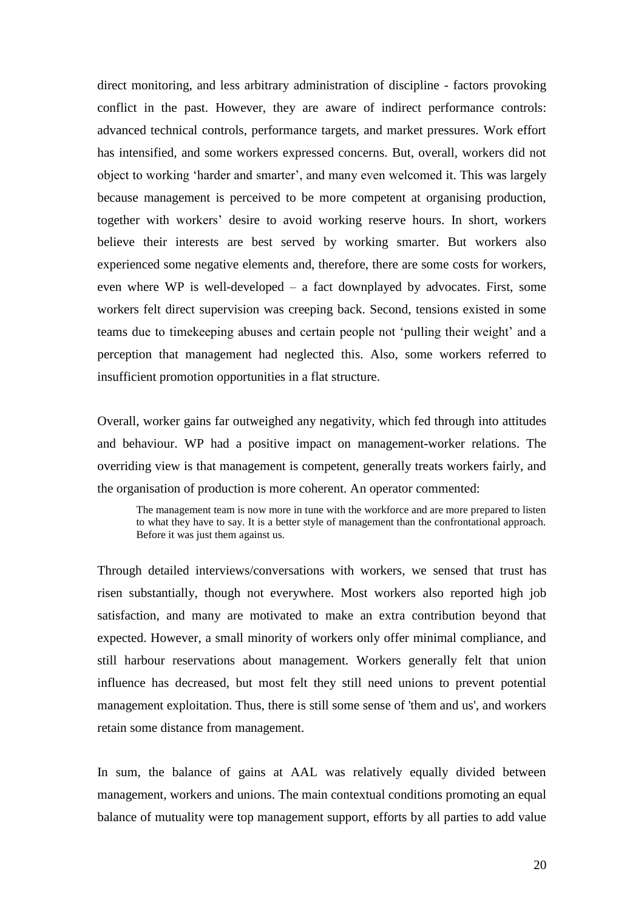direct monitoring, and less arbitrary administration of discipline - factors provoking conflict in the past. However, they are aware of indirect performance controls: advanced technical controls, performance targets, and market pressures. Work effort has intensified, and some workers expressed concerns. But, overall, workers did not object to working 'harder and smarter', and many even welcomed it. This was largely because management is perceived to be more competent at organising production, together with workers' desire to avoid working reserve hours. In short, workers believe their interests are best served by working smarter. But workers also experienced some negative elements and, therefore, there are some costs for workers, even where WP is well-developed – a fact downplayed by advocates. First, some workers felt direct supervision was creeping back. Second, tensions existed in some teams due to timekeeping abuses and certain people not 'pulling their weight' and a perception that management had neglected this. Also, some workers referred to insufficient promotion opportunities in a flat structure.

Overall, worker gains far outweighed any negativity, which fed through into attitudes and behaviour. WP had a positive impact on management-worker relations. The overriding view is that management is competent, generally treats workers fairly, and the organisation of production is more coherent. An operator commented:

> The management team is now more in tune with the workforce and are more prepared to listen to what they have to say. It is a better style of management than the confrontational approach. Before it was just them against us.

Through detailed interviews/conversations with workers, we sensed that trust has risen substantially, though not everywhere. Most workers also reported high job satisfaction, and many are motivated to make an extra contribution beyond that expected. However, a small minority of workers only offer minimal compliance, and still harbour reservations about management. Workers generally felt that union influence has decreased, but most felt they still need unions to prevent potential management exploitation. Thus, there is still some sense of 'them and us', and workers retain some distance from management.

In sum, the balance of gains at AAL was relatively equally divided between management, workers and unions. The main contextual conditions promoting an equal balance of mutuality were top management support, efforts by all parties to add value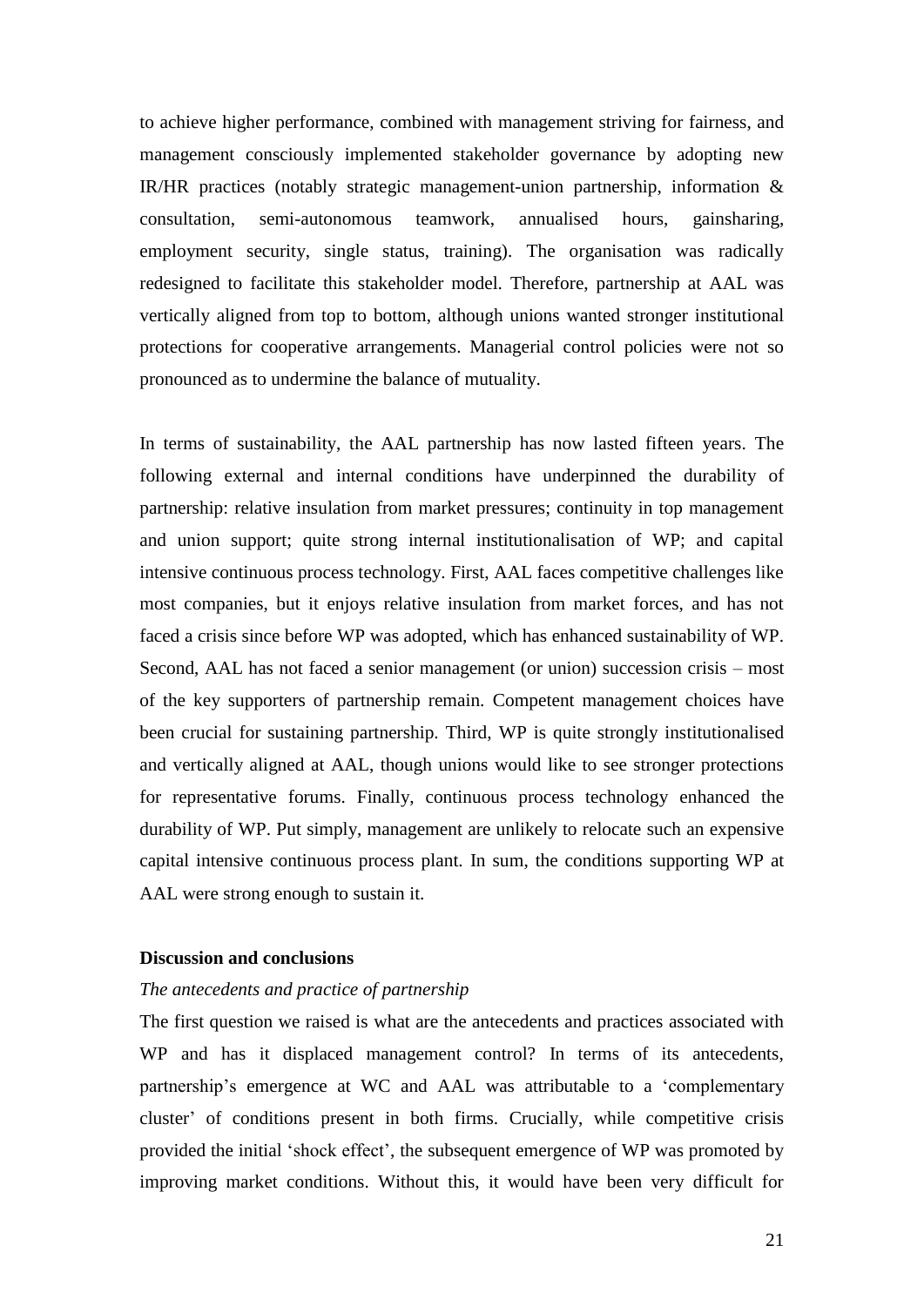to achieve higher performance, combined with management striving for fairness, and management consciously implemented stakeholder governance by adopting new IR/HR practices (notably strategic management-union partnership, information & consultation, semi-autonomous teamwork, annualised hours, gainsharing, employment security, single status, training). The organisation was radically redesigned to facilitate this stakeholder model. Therefore, partnership at AAL was vertically aligned from top to bottom, although unions wanted stronger institutional protections for cooperative arrangements. Managerial control policies were not so pronounced as to undermine the balance of mutuality.

In terms of sustainability, the AAL partnership has now lasted fifteen years. The following external and internal conditions have underpinned the durability of partnership: relative insulation from market pressures; continuity in top management and union support; quite strong internal institutionalisation of WP; and capital intensive continuous process technology. First, AAL faces competitive challenges like most companies, but it enjoys relative insulation from market forces, and has not faced a crisis since before WP was adopted, which has enhanced sustainability of WP. Second, AAL has not faced a senior management (or union) succession crisis – most of the key supporters of partnership remain. Competent management choices have been crucial for sustaining partnership. Third, WP is quite strongly institutionalised and vertically aligned at AAL, though unions would like to see stronger protections for representative forums. Finally, continuous process technology enhanced the durability of WP. Put simply, management are unlikely to relocate such an expensive capital intensive continuous process plant. In sum, the conditions supporting WP at AAL were strong enough to sustain it.

## Discussion and conclusions

### *The antecedents and practice of partnership*

The first question we raised is what are the antecedents and practices associated with WP and has it displaced management control? In terms of its antecedents, partnership's emergence at WC and AAL was attributable to a 'complementary cluster' of conditions present in both firms. Crucially, while competitive crisis provided the initial 'shock effect', the subsequent emergence of WP was promoted by improving market conditions. Without this, it would have been very difficult for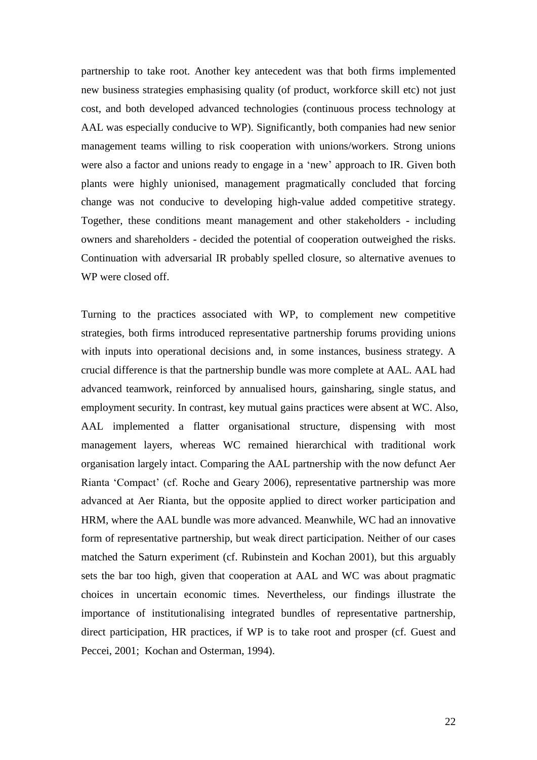partnership to take root. Another key antecedent was that both firms implemented new business strategies emphasising quality (of product, workforce skill etc) not just cost, and both developed advanced technologies (continuous process technology at AAL was especially conducive to WP). Significantly, both companies had new senior management teams willing to risk cooperation with unions/workers. Strong unions were also a factor and unions ready to engage in a 'new' approach to IR. Given both plants were highly unionised, management pragmatically concluded that forcing change was not conducive to developing high-value added competitive strategy. Together, these conditions meant management and other stakeholders - including owners and shareholders - decided the potential of cooperation outweighed the risks. Continuation with adversarial IR probably spelled closure, so alternative avenues to WP were closed off.

Turning to the practices associated with WP, to complement new competitive strategies, both firms introduced representative partnership forums providing unions with inputs into operational decisions and, in some instances, business strategy. A crucial difference is that the partnership bundle was more complete at AAL. AAL had advanced teamwork, reinforced by annualised hours, gainsharing, single status, and employment security. In contrast, key mutual gains practices were absent at WC. Also, AAL implemented a flatter organisational structure, dispensing with most management layers, whereas WC remained hierarchical with traditional work organisation largely intact. Comparing the AAL partnership with the now defunct Aer Rianta 'Compact' (cf. Roche and Geary 2006), representative partnership was more advanced at Aer Rianta, but the opposite applied to direct worker participation and HRM, where the AAL bundle was more advanced. Meanwhile, WC had an innovative form of representative partnership, but weak direct participation. Neither of our cases matched the Saturn experiment (cf. Rubinstein and Kochan 2001), but this arguably sets the bar too high, given that cooperation at AAL and WC was about pragmatic choices in uncertain economic times. Nevertheless, our findings illustrate the importance of institutionalising integrated bundles of representative partnership, direct participation, HR practices, if WP is to take root and prosper (cf. Guest and Peccei, 2001; Kochan and Osterman, 1994).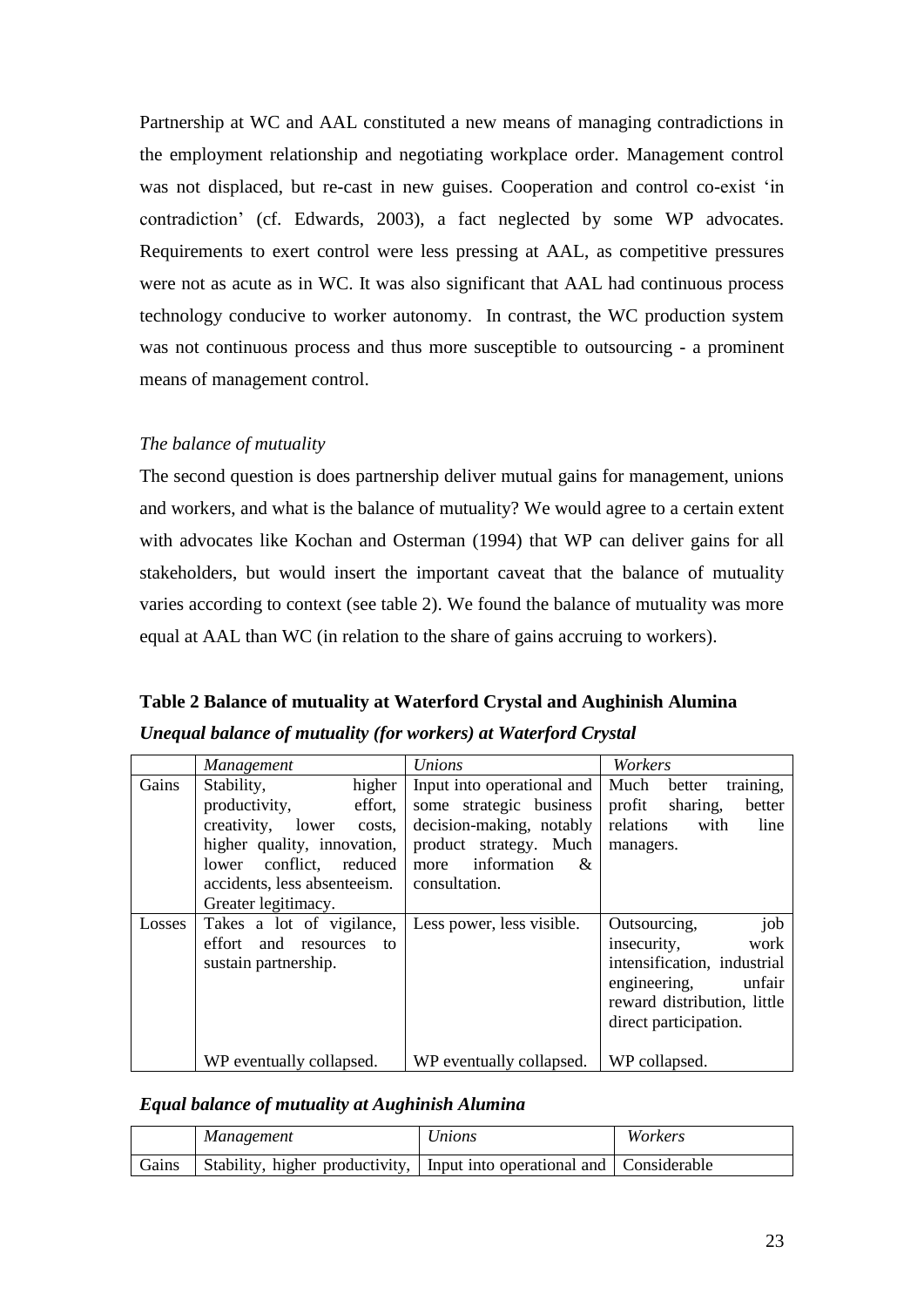Partnership at WC and AAL constituted a new means of managing contradictions in the employment relationship and negotiating workplace order. Management control was not displaced, but re-cast in new guises. Cooperation and control co-exist 'in contradiction' (cf. Edwards, 2003), a fact neglected by some WP advocates. Requirements to exert control were less pressing at AAL, as competitive pressures were not as acute as in WC. It was also significant that AAL had continuous process technology conducive to worker autonomy. In contrast, the WC production system was not continuous process and thus more susceptible to outsourcing - a prominent means of management control.

*The balance of mutuality*

The second question is does partnership deliver mutual gains for management, unions and workers, and what is the balance of mutuality? We would agree to a certain extent with advocates like Kochan and Osterman (1994) that WP can deliver gains for all stakeholders, but would insert the important caveat that the balance of mutuality varies according to context (see table 2). We found the balance of mutuality was more equal at AAL than WC (in relation to the share of gains accruing to workers).

**Table 2 Balance of mutuality at Waterford Crystal and Aughinish Alumina**

***Unequal balance of mutuality (for workers) at Waterford Crystal***

| | *Management* | *Unions* | *Workers* |
|---|---|---|---|
| Gains | Stability, higher productivity, effort, creativity, lower costs, higher quality, innovation, lower conflict, reduced accidents, less absenteeism. Greater legitimacy. | Input into operational and some strategic business decision-making, notably product strategy. Much more information & consultation. | Much better training, profit sharing, better relations with line managers. |
| Losses | Takes a lot of vigilance, effort and resources to sustain partnership.<br><br>WP eventually collapsed. | Less power, less visible.<br><br>WP eventually collapsed. | Outsourcing, job insecurity, work intensification, industrial engineering, unfair reward distribution, little direct participation.<br><br>WP collapsed. |

***Equal balance of mutuality at Aughinish Alumina***

| | *Management* | *Unions* | *Workers* |
|---|---|---|---|
| Gains | Stability, higher productivity, | Input into operational and | Considerable |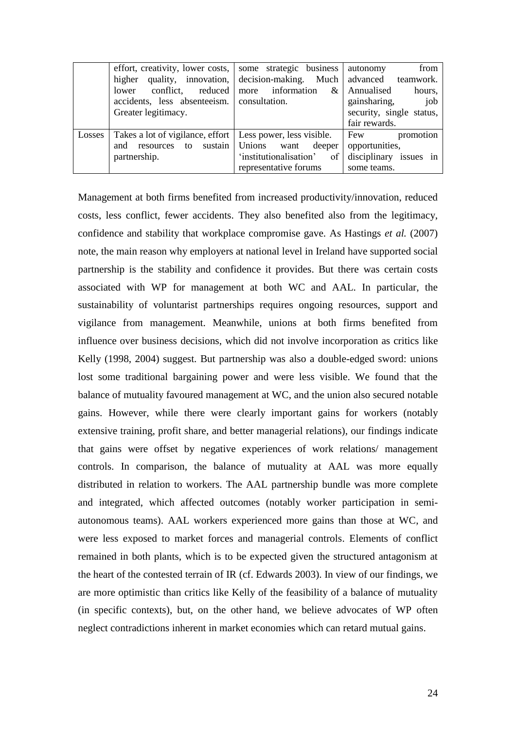| | | | |
|---|---|---|---|
| | effort, creativity, lower costs, higher quality, innovation, lower conflict, reduced accidents, less absenteeism. Greater legitimacy. | some strategic business decision-making. Much more information & consultation. | autonomy from advanced teamwork. Annualised hours, gainsharing, job security, single status, fair rewards. |
| Losses | Takes a lot of vigilance, effort and resources to sustain partnership. | Less power, less visible. Unions want deeper 'institutionalisation' of representative forums | Few promotion opportunities, disciplinary issues in some teams. |

Management at both firms benefited from increased productivity/innovation, reduced costs, less conflict, fewer accidents. They also benefited also from the legitimacy, confidence and stability that workplace compromise gave. As Hastings *et al.* (2007) note, the main reason why employers at national level in Ireland have supported social partnership is the stability and confidence it provides. But there was certain costs associated with WP for management at both WC and AAL. In particular, the sustainability of voluntarist partnerships requires ongoing resources, support and vigilance from management. Meanwhile, unions at both firms benefited from influence over business decisions, which did not involve incorporation as critics like Kelly (1998, 2004) suggest. But partnership was also a double-edged sword: unions lost some traditional bargaining power and were less visible. We found that the balance of mutuality favoured management at WC, and the union also secured notable gains. However, while there were clearly important gains for workers (notably extensive training, profit share, and better managerial relations), our findings indicate that gains were offset by negative experiences of work relations/ management controls. In comparison, the balance of mutuality at AAL was more equally distributed in relation to workers. The AAL partnership bundle was more complete and integrated, which affected outcomes (notably worker participation in semi-autonomous teams). AAL workers experienced more gains than those at WC, and were less exposed to market forces and managerial controls. Elements of conflict remained in both plants, which is to be expected given the structured antagonism at the heart of the contested terrain of IR (cf. Edwards 2003). In view of our findings, we are more optimistic than critics like Kelly of the feasibility of a balance of mutuality (in specific contexts), but, on the other hand, we believe advocates of WP often neglect contradictions inherent in market economies which can retard mutual gains.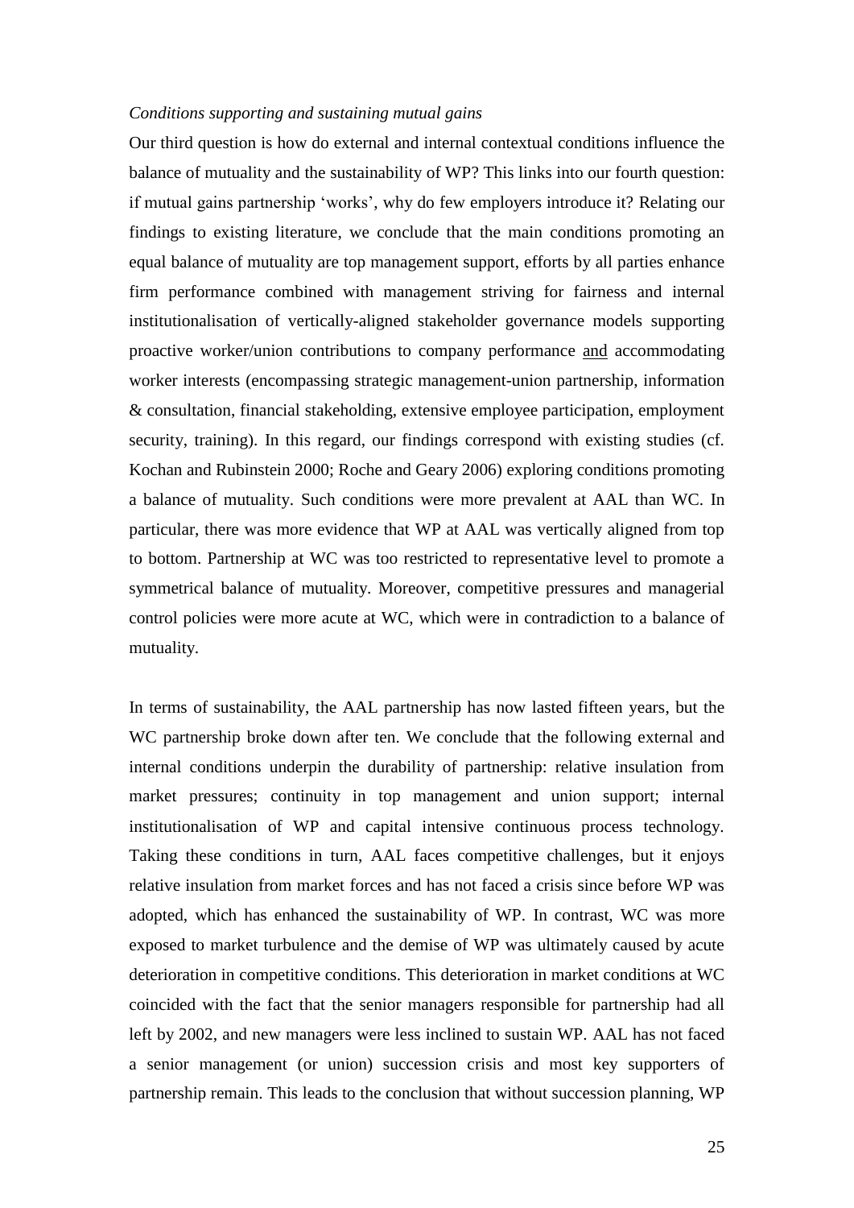*Conditions supporting and sustaining mutual gains*

Our third question is how do external and internal contextual conditions influence the balance of mutuality and the sustainability of WP? This links into our fourth question: if mutual gains partnership 'works', why do few employers introduce it? Relating our findings to existing literature, we conclude that the main conditions promoting an equal balance of mutuality are top management support, efforts by all parties enhance firm performance combined with management striving for fairness and internal institutionalisation of vertically-aligned stakeholder governance models supporting proactive worker/union contributions to company performance <u>and</u> accommodating worker interests (encompassing strategic management-union partnership, information & consultation, financial stakeholding, extensive employee participation, employment security, training). In this regard, our findings correspond with existing studies (cf. Kochan and Rubinstein 2000; Roche and Geary 2006) exploring conditions promoting a balance of mutuality. Such conditions were more prevalent at AAL than WC. In particular, there was more evidence that WP at AAL was vertically aligned from top to bottom. Partnership at WC was too restricted to representative level to promote a symmetrical balance of mutuality. Moreover, competitive pressures and managerial control policies were more acute at WC, which were in contradiction to a balance of mutuality.

In terms of sustainability, the AAL partnership has now lasted fifteen years, but the WC partnership broke down after ten. We conclude that the following external and internal conditions underpin the durability of partnership: relative insulation from market pressures; continuity in top management and union support; internal institutionalisation of WP and capital intensive continuous process technology. Taking these conditions in turn, AAL faces competitive challenges, but it enjoys relative insulation from market forces and has not faced a crisis since before WP was adopted, which has enhanced the sustainability of WP. In contrast, WC was more exposed to market turbulence and the demise of WP was ultimately caused by acute deterioration in competitive conditions. This deterioration in market conditions at WC coincided with the fact that the senior managers responsible for partnership had all left by 2002, and new managers were less inclined to sustain WP. AAL has not faced a senior management (or union) succession crisis and most key supporters of partnership remain. This leads to the conclusion that without succession planning, WP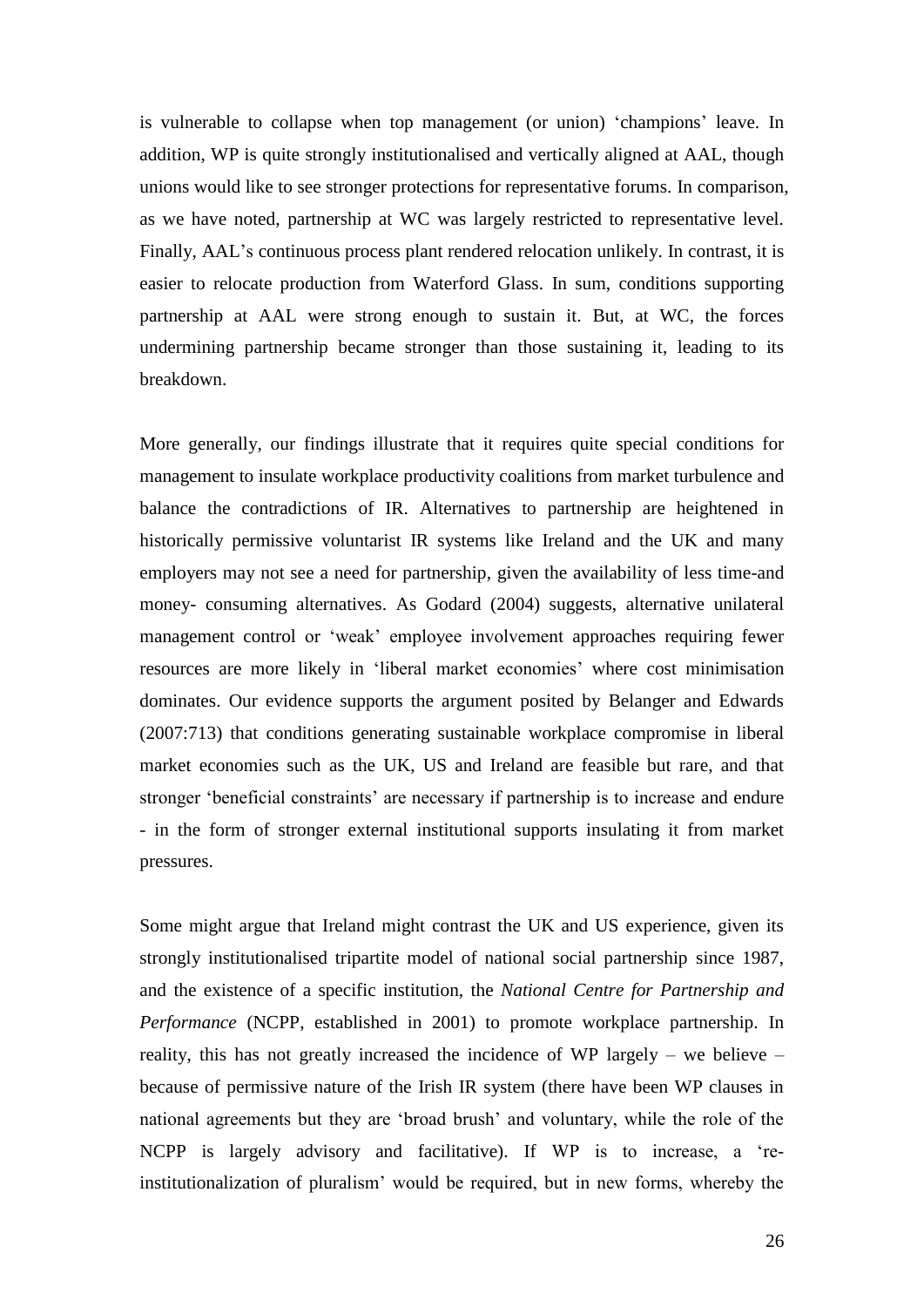is vulnerable to collapse when top management (or union) 'champions' leave. In addition, WP is quite strongly institutionalised and vertically aligned at AAL, though unions would like to see stronger protections for representative forums. In comparison, as we have noted, partnership at WC was largely restricted to representative level. Finally, AAL's continuous process plant rendered relocation unlikely. In contrast, it is easier to relocate production from Waterford Glass. In sum, conditions supporting partnership at AAL were strong enough to sustain it. But, at WC, the forces undermining partnership became stronger than those sustaining it, leading to its breakdown.

More generally, our findings illustrate that it requires quite special conditions for management to insulate workplace productivity coalitions from market turbulence and balance the contradictions of IR. Alternatives to partnership are heightened in historically permissive voluntarist IR systems like Ireland and the UK and many employers may not see a need for partnership, given the availability of less time-and money- consuming alternatives. As Godard (2004) suggests, alternative unilateral management control or 'weak' employee involvement approaches requiring fewer resources are more likely in 'liberal market economies' where cost minimisation dominates. Our evidence supports the argument posited by Belanger and Edwards (2007:713) that conditions generating sustainable workplace compromise in liberal market economies such as the UK, US and Ireland are feasible but rare, and that stronger 'beneficial constraints' are necessary if partnership is to increase and endure - in the form of stronger external institutional supports insulating it from market pressures.

Some might argue that Ireland might contrast the UK and US experience, given its strongly institutionalised tripartite model of national social partnership since 1987, and the existence of a specific institution, the *National Centre for Partnership and Performance* (NCPP, established in 2001) to promote workplace partnership. In reality, this has not greatly increased the incidence of WP largely – we believe – because of permissive nature of the Irish IR system (there have been WP clauses in national agreements but they are 'broad brush' and voluntary, while the role of the NCPP is largely advisory and facilitative). If WP is to increase, a 're-institutionalization of pluralism' would be required, but in new forms, whereby the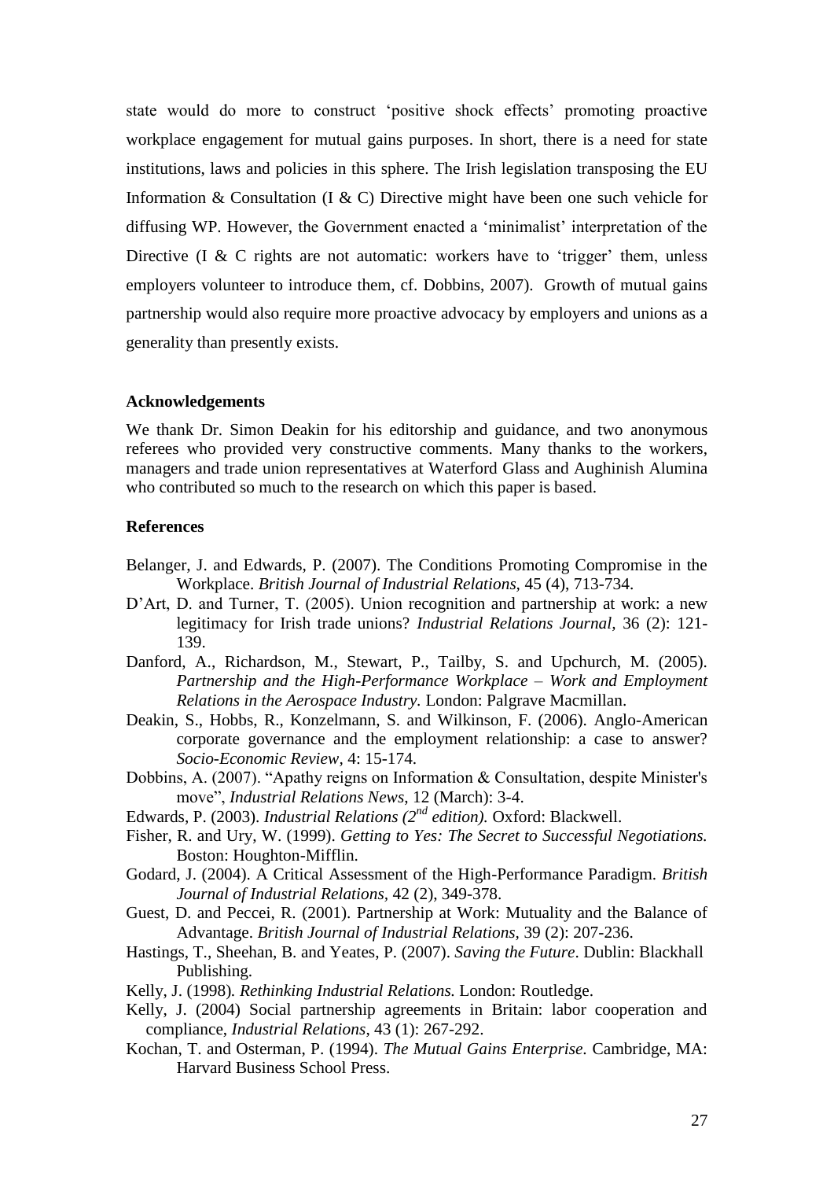state would do more to construct 'positive shock effects' promoting proactive workplace engagement for mutual gains purposes. In short, there is a need for state institutions, laws and policies in this sphere. The Irish legislation transposing the EU Information & Consultation (I & C) Directive might have been one such vehicle for diffusing WP. However, the Government enacted a 'minimalist' interpretation of the Directive (I & C rights are not automatic: workers have to 'trigger' them, unless employers volunteer to introduce them, cf. Dobbins, 2007). Growth of mutual gains partnership would also require more proactive advocacy by employers and unions as a generality than presently exists.

### Acknowledgements

We thank Dr. Simon Deakin for his editorship and guidance, and two anonymous referees who provided very constructive comments. Many thanks to the workers, managers and trade union representatives at Waterford Glass and Aughinish Alumina who contributed so much to the research on which this paper is based.

### References

Belanger, J. and Edwards, P. (2007). The Conditions Promoting Compromise in the Workplace. *British Journal of Industrial Relations*, 45 (4), 713-734.

D'Art, D. and Turner, T. (2005). Union recognition and partnership at work: a new legitimacy for Irish trade unions? *Industrial Relations Journal*, 36 (2): 121-139.

Danford, A., Richardson, M., Stewart, P., Tailby, S. and Upchurch, M. (2005). *Partnership and the High-Performance Workplace – Work and Employment Relations in the Aerospace Industry.* London: Palgrave Macmillan.

Deakin, S., Hobbs, R., Konzelmann, S. and Wilkinson, F. (2006). Anglo-American corporate governance and the employment relationship: a case to answer? *Socio-Economic Review*, 4: 15-174.

Dobbins, A. (2007). "Apathy reigns on Information & Consultation, despite Minister's move", *Industrial Relations News*, 12 (March): 3-4.

Edwards, P. (2003). *Industrial Relations (2nd edition).* Oxford: Blackwell.

Fisher, R. and Ury, W. (1999). *Getting to Yes: The Secret to Successful Negotiations.* Boston: Houghton-Mifflin.

Godard, J. (2004). A Critical Assessment of the High-Performance Paradigm. *British Journal of Industrial Relations*, 42 (2), 349-378.

Guest, D. and Peccei, R. (2001). Partnership at Work: Mutuality and the Balance of Advantage. *British Journal of Industrial Relations*, 39 (2): 207-236.

Hastings, T., Sheehan, B. and Yeates, P. (2007). *Saving the Future*. Dublin: Blackhall Publishing.

Kelly, J. (1998). *Rethinking Industrial Relations.* London: Routledge.

Kelly, J. (2004) Social partnership agreements in Britain: labor cooperation and compliance, *Industrial Relations*, 43 (1): 267-292.

Kochan, T. and Osterman, P. (1994). *The Mutual Gains Enterprise.* Cambridge, MA: Harvard Business School Press.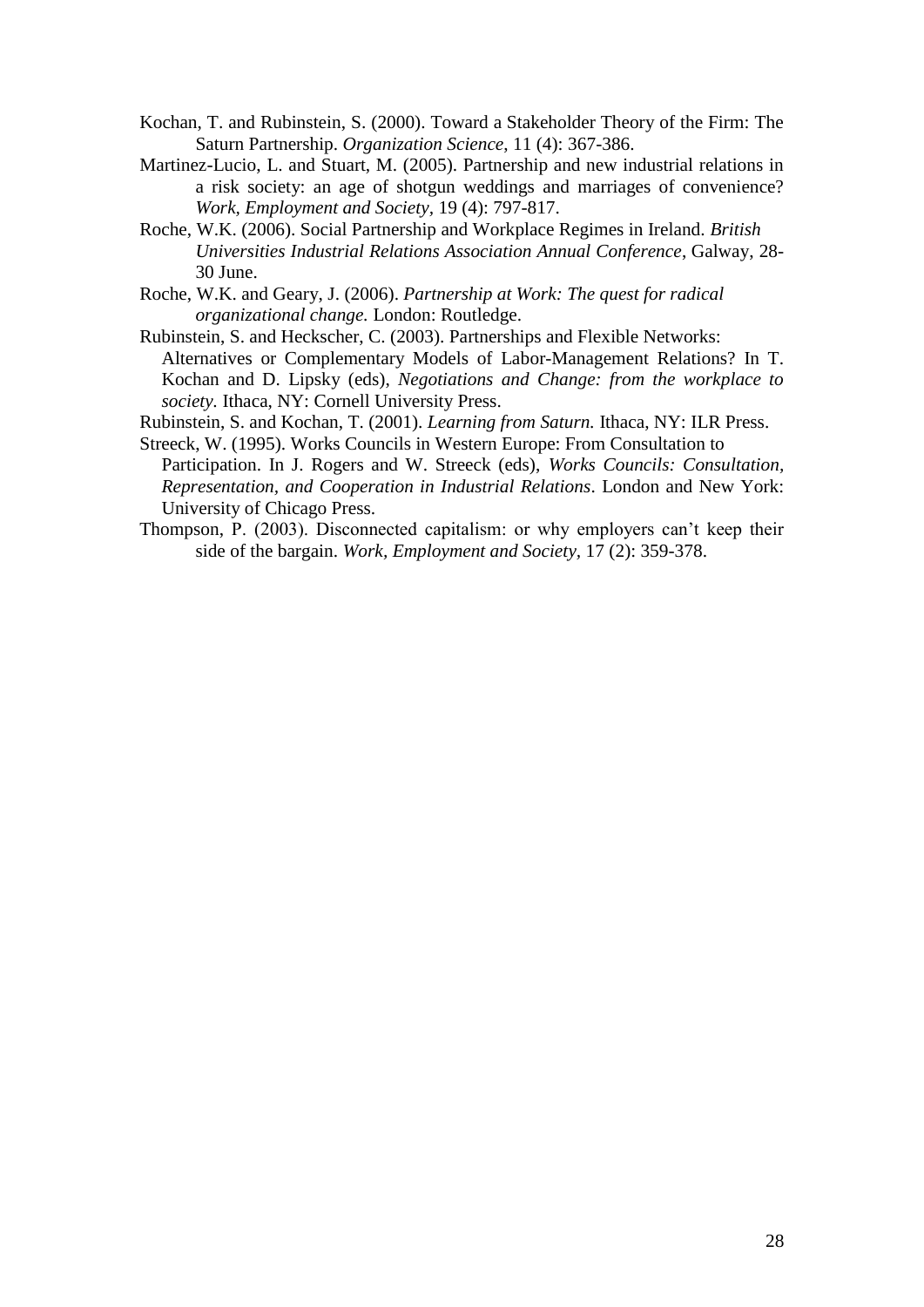Kochan, T. and Rubinstein, S. (2000). Toward a Stakeholder Theory of the Firm: The Saturn Partnership. *Organization Science*, 11 (4): 367-386.

Martinez-Lucio, L. and Stuart, M. (2005). Partnership and new industrial relations in a risk society: an age of shotgun weddings and marriages of convenience? *Work, Employment and Society*, 19 (4): 797-817.

Roche, W.K. (2006). Social Partnership and Workplace Regimes in Ireland. *British Universities Industrial Relations Association Annual Conference*, Galway, 28-30 June.

Roche, W.K. and Geary, J. (2006). *Partnership at Work: The quest for radical organizational change.* London: Routledge.

Rubinstein, S. and Heckscher, C. (2003). Partnerships and Flexible Networks: Alternatives or Complementary Models of Labor-Management Relations? In T. Kochan and D. Lipsky (eds), *Negotiations and Change: from the workplace to society.* Ithaca, NY: Cornell University Press.

Rubinstein, S. and Kochan, T. (2001). *Learning from Saturn.* Ithaca, NY: ILR Press.

Streeck, W. (1995). Works Councils in Western Europe: From Consultation to Participation. In J. Rogers and W. Streeck (eds), *Works Councils: Consultation, Representation, and Cooperation in Industrial Relations*. London and New York: University of Chicago Press.

Thompson, P. (2003). Disconnected capitalism: or why employers can't keep their side of the bargain. *Work, Employment and Society*, 17 (2): 359-378.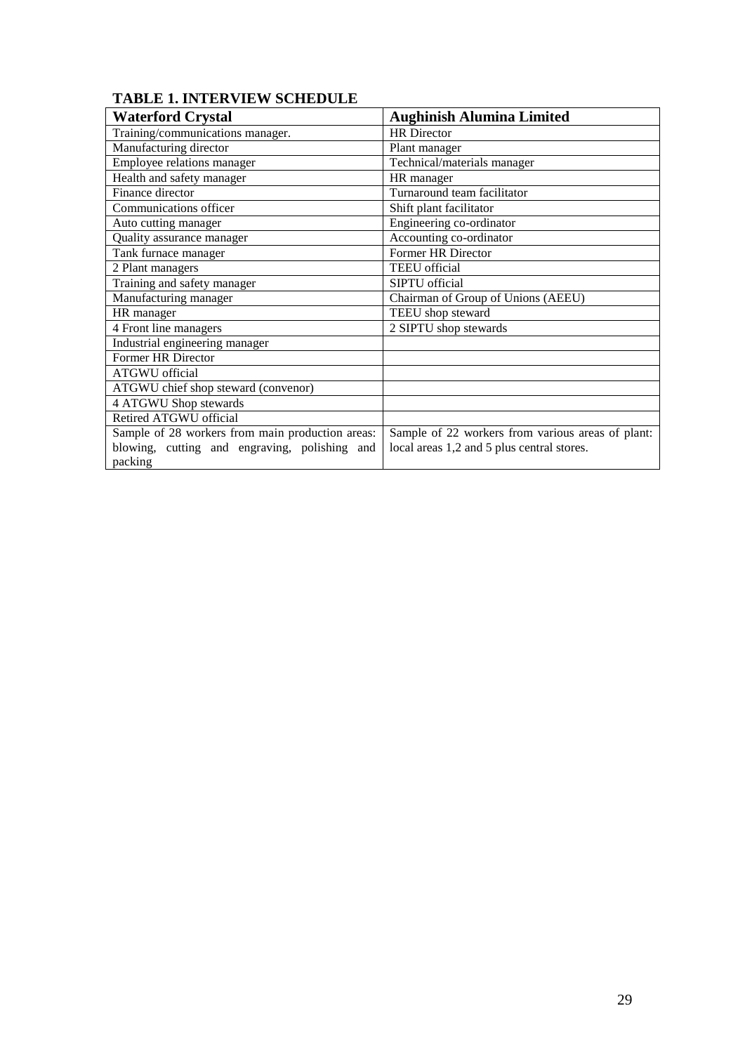**TABLE 1. INTERVIEW SCHEDULE**

| Waterford Crystal | Aughinish Alumina Limited |
|---|---|
| Training/communications manager. | HR Director |
| Manufacturing director | Plant manager |
| Employee relations manager | Technical/materials manager |
| Health and safety manager | HR manager |
| Finance director | Turnaround team facilitator |
| Communications officer | Shift plant facilitator |
| Auto cutting manager | Engineering co-ordinator |
| Quality assurance manager | Accounting co-ordinator |
| Tank furnace manager | Former HR Director |
| 2 Plant managers | TEEU official |
| Training and safety manager | SIPTU official |
| Manufacturing manager | Chairman of Group of Unions (AEEU) |
| HR manager | TEEU shop steward |
| 4 Front line managers | 2 SIPTU shop stewards |
| Industrial engineering manager | |
| Former HR Director | |
| ATGWU official | |
| ATGWU chief shop steward (convenor) | |
| 4 ATGWU Shop stewards | |
| Retired ATGWU official | |
| Sample of 28 workers from main production areas: blowing, cutting and engraving, polishing and packing | Sample of 22 workers from various areas of plant: local areas 1,2 and 5 plus central stores. |